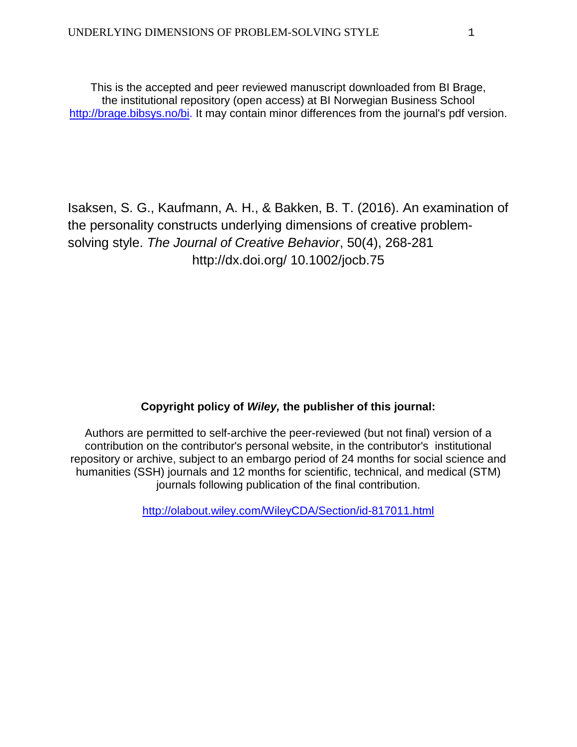This is the accepted and peer reviewed manuscript downloaded from BI Brage, the institutional repository (open access) at BI Norwegian Business School http://brage.bibsys.no/bi. It may contain minor differences from the journal's pdf version.

Isaksen, S. G., Kaufmann, A. H., & Bakken, B. T. (2016). An examination of the personality constructs underlying dimensions of creative problem-solving style. *The Journal of Creative Behavior*, 50(4), 268-281 http://dx.doi.org/ 10.1002/jocb.75

**Copyright policy of *Wiley,* the publisher of this journal:**

Authors are permitted to self-archive the peer-reviewed (but not final) version of a contribution on the contributor's personal website, in the contributor's institutional repository or archive, subject to an embargo period of 24 months for social science and humanities (SSH) journals and 12 months for scientific, technical, and medical (STM) journals following publication of the final contribution.

http://olabout.wiley.com/WileyCDA/Section/id-817011.html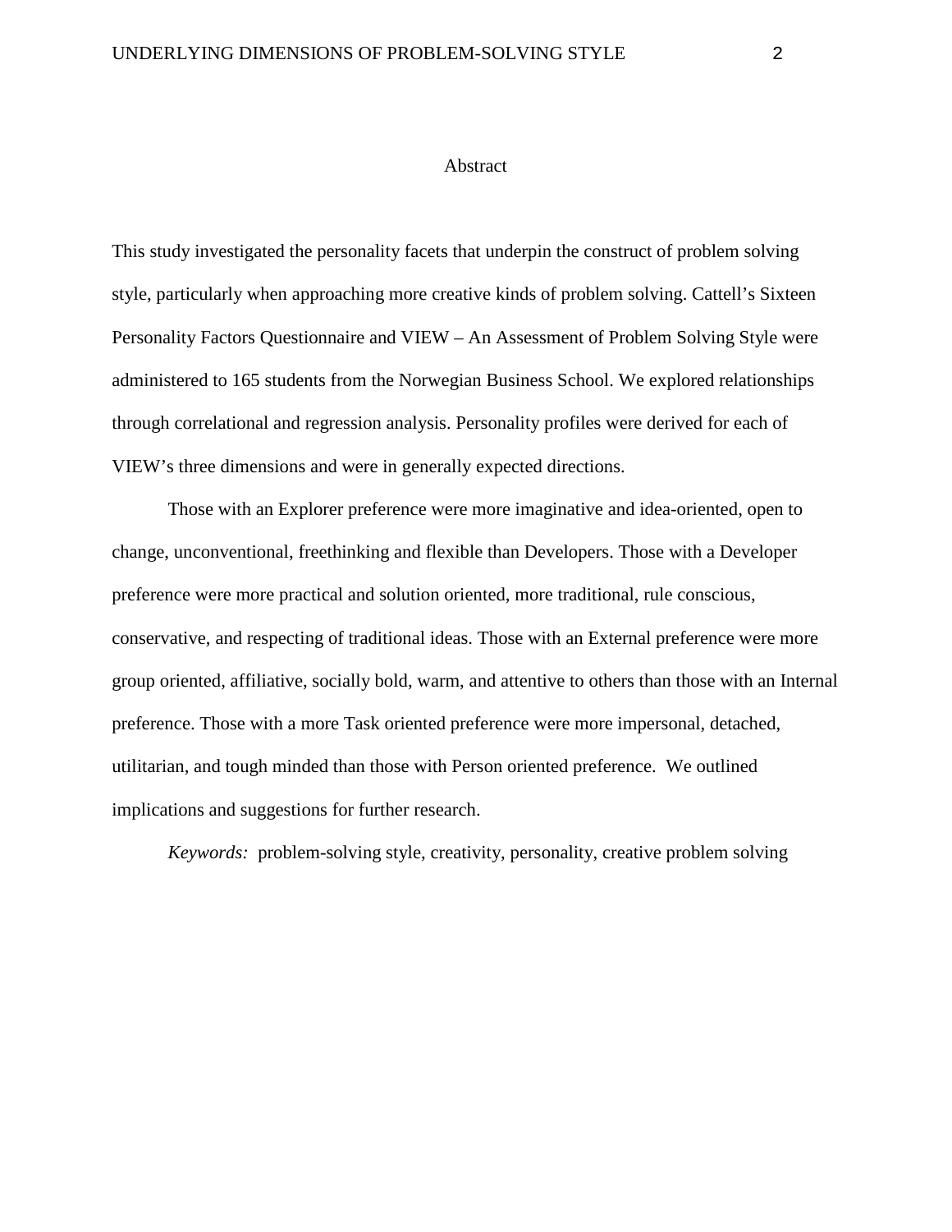# Abstract

This study investigated the personality facets that underpin the construct of problem solving style, particularly when approaching more creative kinds of problem solving. Cattell's Sixteen Personality Factors Questionnaire and VIEW – An Assessment of Problem Solving Style were administered to 165 students from the Norwegian Business School. We explored relationships through correlational and regression analysis. Personality profiles were derived for each of VIEW's three dimensions and were in generally expected directions.

Those with an Explorer preference were more imaginative and idea-oriented, open to change, unconventional, freethinking and flexible than Developers. Those with a Developer preference were more practical and solution oriented, more traditional, rule conscious, conservative, and respecting of traditional ideas. Those with an External preference were more group oriented, affiliative, socially bold, warm, and attentive to others than those with an Internal preference. Those with a more Task oriented preference were more impersonal, detached, utilitarian, and tough minded than those with Person oriented preference. We outlined implications and suggestions for further research.

*Keywords:* problem-solving style, creativity, personality, creative problem solving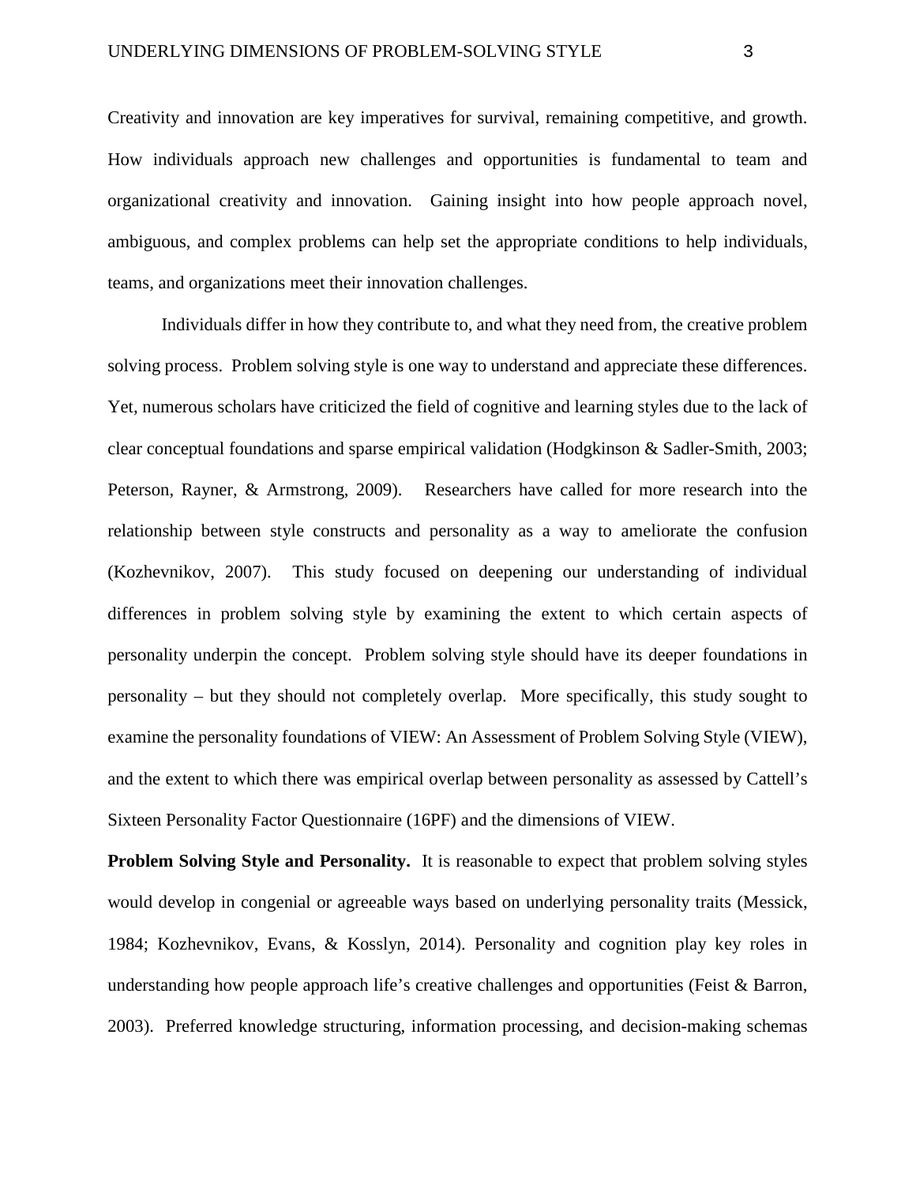Creativity and innovation are key imperatives for survival, remaining competitive, and growth. How individuals approach new challenges and opportunities is fundamental to team and organizational creativity and innovation. Gaining insight into how people approach novel, ambiguous, and complex problems can help set the appropriate conditions to help individuals, teams, and organizations meet their innovation challenges.

Individuals differ in how they contribute to, and what they need from, the creative problem solving process. Problem solving style is one way to understand and appreciate these differences. Yet, numerous scholars have criticized the field of cognitive and learning styles due to the lack of clear conceptual foundations and sparse empirical validation (Hodgkinson & Sadler-Smith, 2003; Peterson, Rayner, & Armstrong, 2009). Researchers have called for more research into the relationship between style constructs and personality as a way to ameliorate the confusion (Kozhevnikov, 2007). This study focused on deepening our understanding of individual differences in problem solving style by examining the extent to which certain aspects of personality underpin the concept. Problem solving style should have its deeper foundations in personality – but they should not completely overlap. More specifically, this study sought to examine the personality foundations of VIEW: An Assessment of Problem Solving Style (VIEW), and the extent to which there was empirical overlap between personality as assessed by Cattell's Sixteen Personality Factor Questionnaire (16PF) and the dimensions of VIEW.

**Problem Solving Style and Personality.** It is reasonable to expect that problem solving styles would develop in congenial or agreeable ways based on underlying personality traits (Messick, 1984; Kozhevnikov, Evans, & Kosslyn, 2014). Personality and cognition play key roles in understanding how people approach life's creative challenges and opportunities (Feist & Barron, 2003). Preferred knowledge structuring, information processing, and decision-making schemas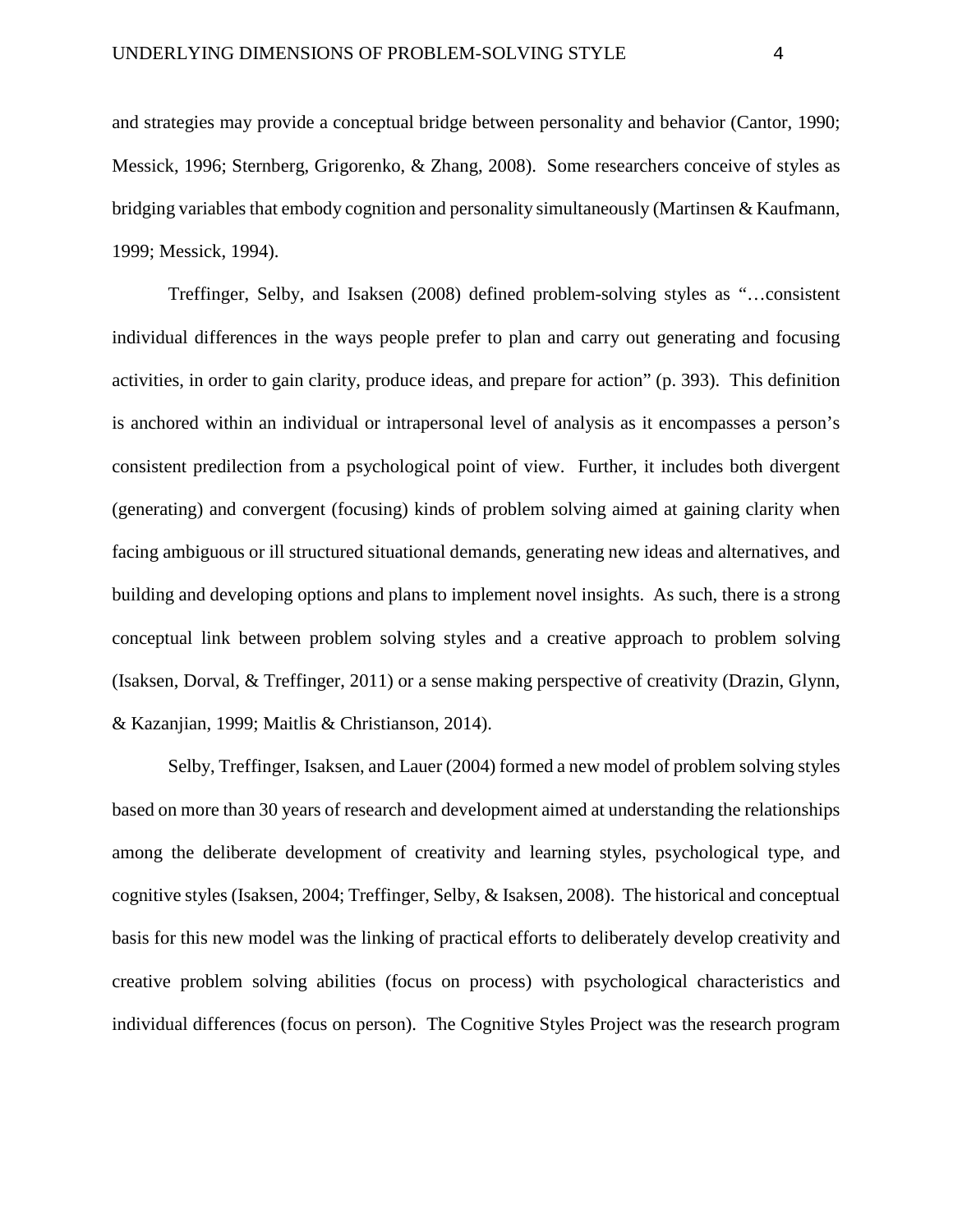and strategies may provide a conceptual bridge between personality and behavior (Cantor, 1990; Messick, 1996; Sternberg, Grigorenko, & Zhang, 2008). Some researchers conceive of styles as bridging variables that embody cognition and personality simultaneously (Martinsen & Kaufmann, 1999; Messick, 1994).

Treffinger, Selby, and Isaksen (2008) defined problem-solving styles as "…consistent individual differences in the ways people prefer to plan and carry out generating and focusing activities, in order to gain clarity, produce ideas, and prepare for action" (p. 393). This definition is anchored within an individual or intrapersonal level of analysis as it encompasses a person's consistent predilection from a psychological point of view. Further, it includes both divergent (generating) and convergent (focusing) kinds of problem solving aimed at gaining clarity when facing ambiguous or ill structured situational demands, generating new ideas and alternatives, and building and developing options and plans to implement novel insights. As such, there is a strong conceptual link between problem solving styles and a creative approach to problem solving (Isaksen, Dorval, & Treffinger, 2011) or a sense making perspective of creativity (Drazin, Glynn, & Kazanjian, 1999; Maitlis & Christianson, 2014).

Selby, Treffinger, Isaksen, and Lauer (2004) formed a new model of problem solving styles based on more than 30 years of research and development aimed at understanding the relationships among the deliberate development of creativity and learning styles, psychological type, and cognitive styles (Isaksen, 2004; Treffinger, Selby, & Isaksen, 2008). The historical and conceptual basis for this new model was the linking of practical efforts to deliberately develop creativity and creative problem solving abilities (focus on process) with psychological characteristics and individual differences (focus on person). The Cognitive Styles Project was the research program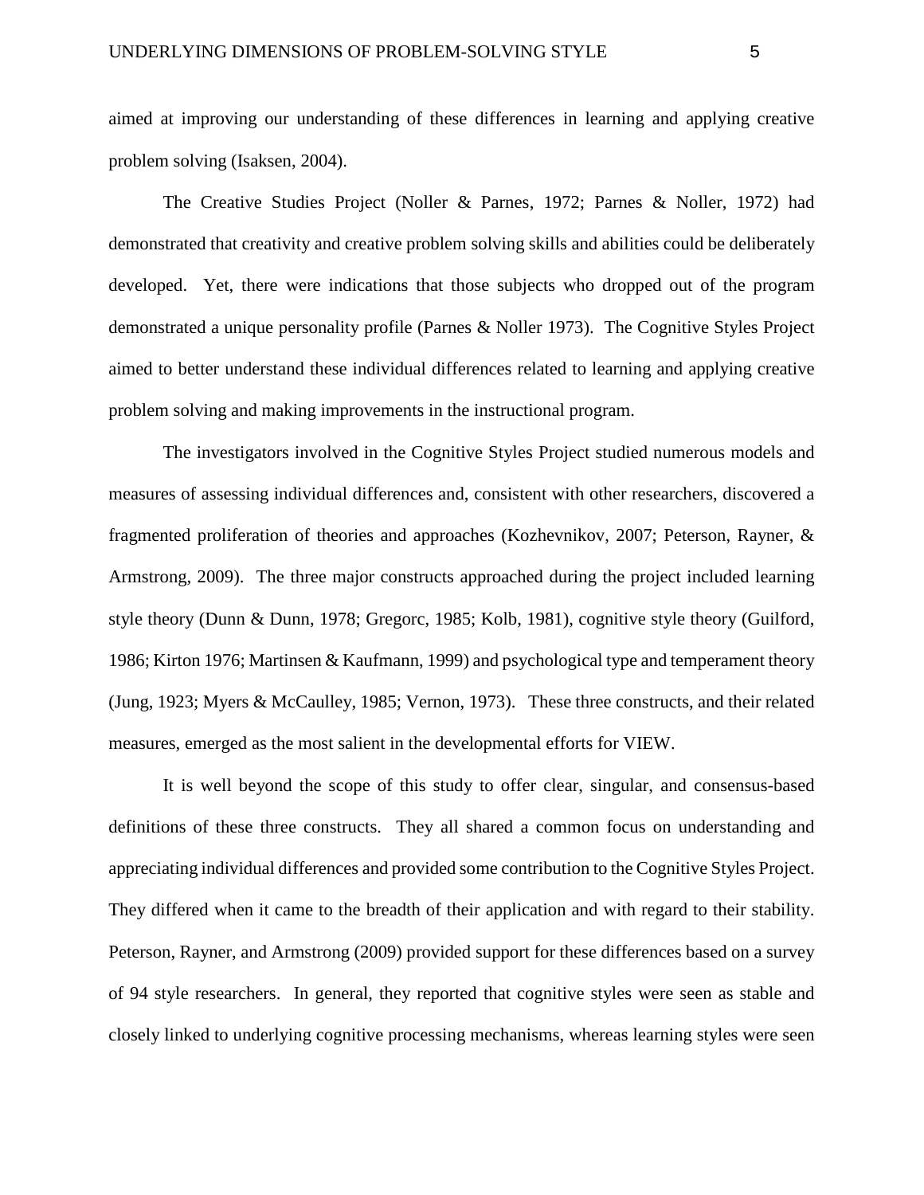aimed at improving our understanding of these differences in learning and applying creative problem solving (Isaksen, 2004).

The Creative Studies Project (Noller & Parnes, 1972; Parnes & Noller, 1972) had demonstrated that creativity and creative problem solving skills and abilities could be deliberately developed. Yet, there were indications that those subjects who dropped out of the program demonstrated a unique personality profile (Parnes & Noller 1973). The Cognitive Styles Project aimed to better understand these individual differences related to learning and applying creative problem solving and making improvements in the instructional program.

The investigators involved in the Cognitive Styles Project studied numerous models and measures of assessing individual differences and, consistent with other researchers, discovered a fragmented proliferation of theories and approaches (Kozhevnikov, 2007; Peterson, Rayner, & Armstrong, 2009). The three major constructs approached during the project included learning style theory (Dunn & Dunn, 1978; Gregorc, 1985; Kolb, 1981), cognitive style theory (Guilford, 1986; Kirton 1976; Martinsen & Kaufmann, 1999) and psychological type and temperament theory (Jung, 1923; Myers & McCaulley, 1985; Vernon, 1973). These three constructs, and their related measures, emerged as the most salient in the developmental efforts for VIEW.

It is well beyond the scope of this study to offer clear, singular, and consensus-based definitions of these three constructs. They all shared a common focus on understanding and appreciating individual differences and provided some contribution to the Cognitive Styles Project. They differed when it came to the breadth of their application and with regard to their stability. Peterson, Rayner, and Armstrong (2009) provided support for these differences based on a survey of 94 style researchers. In general, they reported that cognitive styles were seen as stable and closely linked to underlying cognitive processing mechanisms, whereas learning styles were seen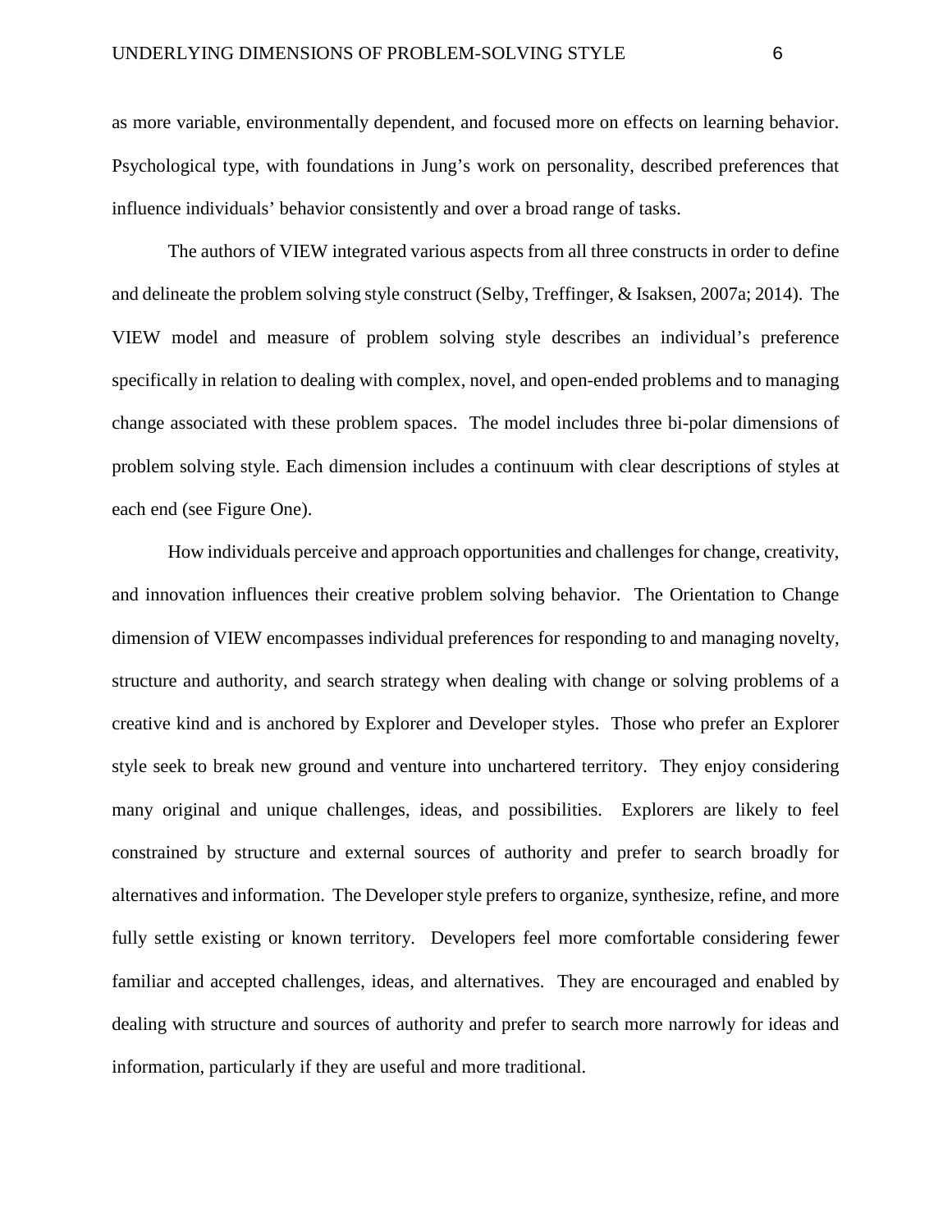as more variable, environmentally dependent, and focused more on effects on learning behavior. Psychological type, with foundations in Jung's work on personality, described preferences that influence individuals' behavior consistently and over a broad range of tasks.

The authors of VIEW integrated various aspects from all three constructs in order to define and delineate the problem solving style construct (Selby, Treffinger, & Isaksen, 2007a; 2014). The VIEW model and measure of problem solving style describes an individual's preference specifically in relation to dealing with complex, novel, and open-ended problems and to managing change associated with these problem spaces. The model includes three bi-polar dimensions of problem solving style. Each dimension includes a continuum with clear descriptions of styles at each end (see Figure One).

How individuals perceive and approach opportunities and challenges for change, creativity, and innovation influences their creative problem solving behavior. The Orientation to Change dimension of VIEW encompasses individual preferences for responding to and managing novelty, structure and authority, and search strategy when dealing with change or solving problems of a creative kind and is anchored by Explorer and Developer styles. Those who prefer an Explorer style seek to break new ground and venture into unchartered territory. They enjoy considering many original and unique challenges, ideas, and possibilities. Explorers are likely to feel constrained by structure and external sources of authority and prefer to search broadly for alternatives and information. The Developer style prefers to organize, synthesize, refine, and more fully settle existing or known territory. Developers feel more comfortable considering fewer familiar and accepted challenges, ideas, and alternatives. They are encouraged and enabled by dealing with structure and sources of authority and prefer to search more narrowly for ideas and information, particularly if they are useful and more traditional.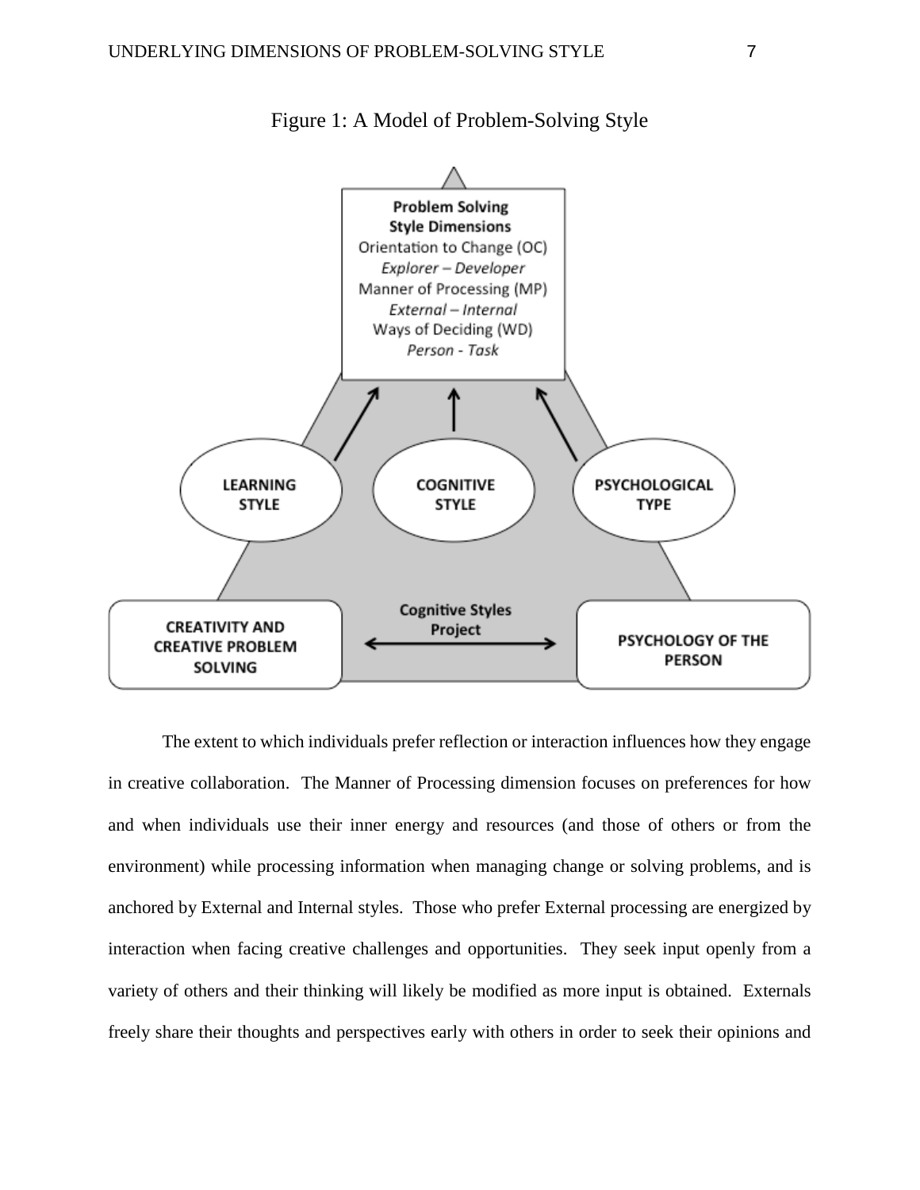Figure 1: A Model of Problem-Solving Style

The extent to which individuals prefer reflection or interaction influences how they engage in creative collaboration. The Manner of Processing dimension focuses on preferences for how and when individuals use their inner energy and resources (and those of others or from the environment) while processing information when managing change or solving problems, and is anchored by External and Internal styles. Those who prefer External processing are energized by interaction when facing creative challenges and opportunities. They seek input openly from a variety of others and their thinking will likely be modified as more input is obtained. Externals freely share their thoughts and perspectives early with others in order to seek their opinions and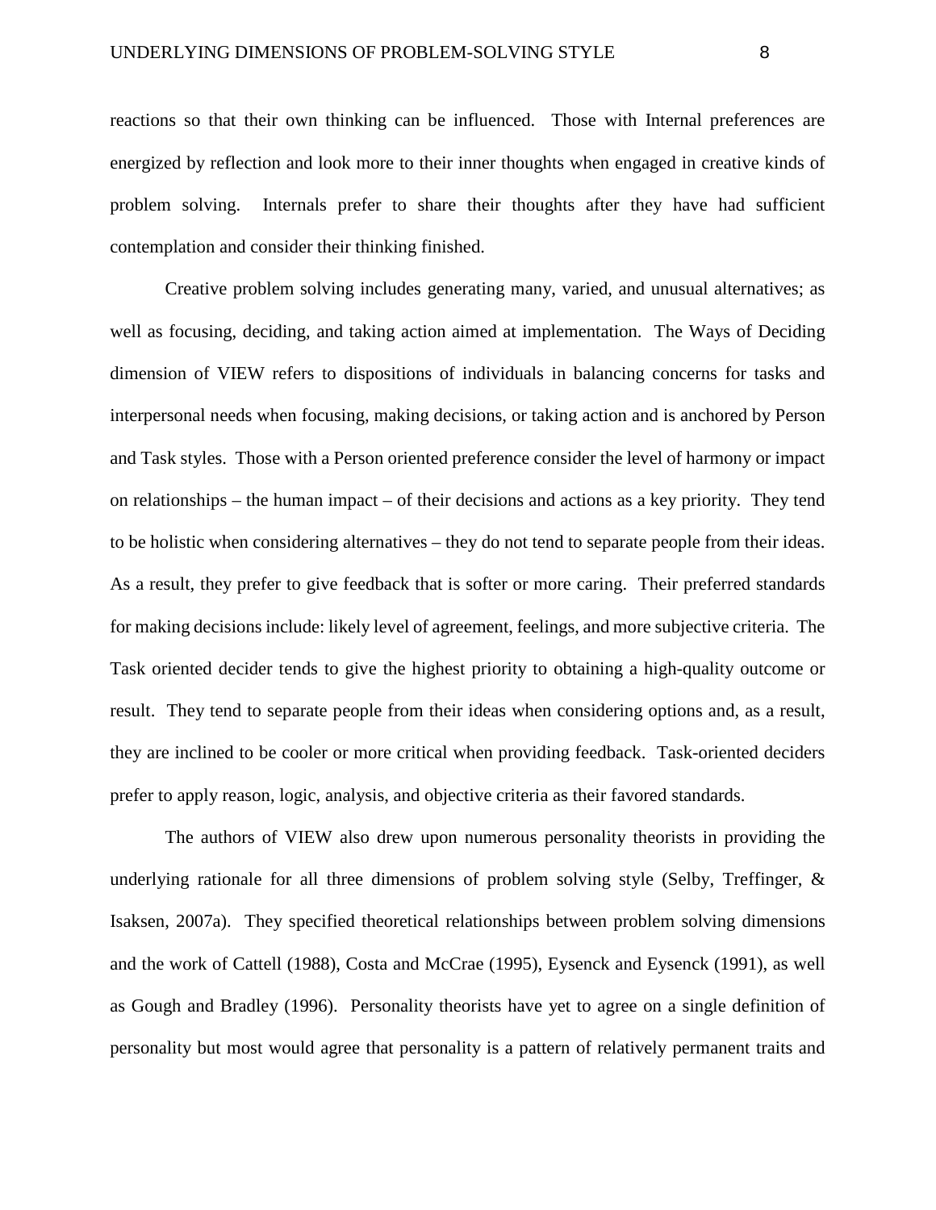reactions so that their own thinking can be influenced. Those with Internal preferences are energized by reflection and look more to their inner thoughts when engaged in creative kinds of problem solving. Internals prefer to share their thoughts after they have had sufficient contemplation and consider their thinking finished.

Creative problem solving includes generating many, varied, and unusual alternatives; as well as focusing, deciding, and taking action aimed at implementation. The Ways of Deciding dimension of VIEW refers to dispositions of individuals in balancing concerns for tasks and interpersonal needs when focusing, making decisions, or taking action and is anchored by Person and Task styles. Those with a Person oriented preference consider the level of harmony or impact on relationships – the human impact – of their decisions and actions as a key priority. They tend to be holistic when considering alternatives – they do not tend to separate people from their ideas. As a result, they prefer to give feedback that is softer or more caring. Their preferred standards for making decisions include: likely level of agreement, feelings, and more subjective criteria. The Task oriented decider tends to give the highest priority to obtaining a high-quality outcome or result. They tend to separate people from their ideas when considering options and, as a result, they are inclined to be cooler or more critical when providing feedback. Task-oriented deciders prefer to apply reason, logic, analysis, and objective criteria as their favored standards.

The authors of VIEW also drew upon numerous personality theorists in providing the underlying rationale for all three dimensions of problem solving style (Selby, Treffinger, & Isaksen, 2007a). They specified theoretical relationships between problem solving dimensions and the work of Cattell (1988), Costa and McCrae (1995), Eysenck and Eysenck (1991), as well as Gough and Bradley (1996). Personality theorists have yet to agree on a single definition of personality but most would agree that personality is a pattern of relatively permanent traits and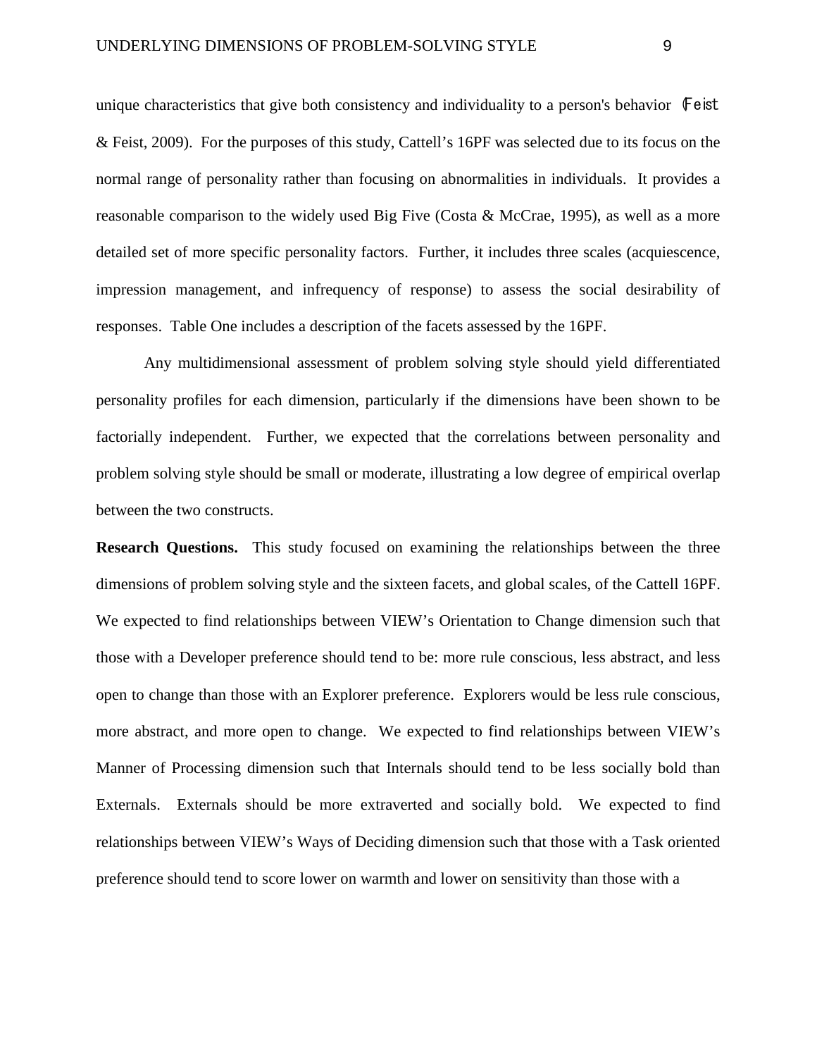unique characteristics that give both consistency and individuality to a person's behavior (Feist & Feist, 2009). For the purposes of this study, Cattell's 16PF was selected due to its focus on the normal range of personality rather than focusing on abnormalities in individuals. It provides a reasonable comparison to the widely used Big Five (Costa & McCrae, 1995), as well as a more detailed set of more specific personality factors. Further, it includes three scales (acquiescence, impression management, and infrequency of response) to assess the social desirability of responses. Table One includes a description of the facets assessed by the 16PF.

Any multidimensional assessment of problem solving style should yield differentiated personality profiles for each dimension, particularly if the dimensions have been shown to be factorially independent. Further, we expected that the correlations between personality and problem solving style should be small or moderate, illustrating a low degree of empirical overlap between the two constructs.

**Research Questions.** This study focused on examining the relationships between the three dimensions of problem solving style and the sixteen facets, and global scales, of the Cattell 16PF. We expected to find relationships between VIEW's Orientation to Change dimension such that those with a Developer preference should tend to be: more rule conscious, less abstract, and less open to change than those with an Explorer preference. Explorers would be less rule conscious, more abstract, and more open to change. We expected to find relationships between VIEW's Manner of Processing dimension such that Internals should tend to be less socially bold than Externals. Externals should be more extraverted and socially bold. We expected to find relationships between VIEW's Ways of Deciding dimension such that those with a Task oriented preference should tend to score lower on warmth and lower on sensitivity than those with a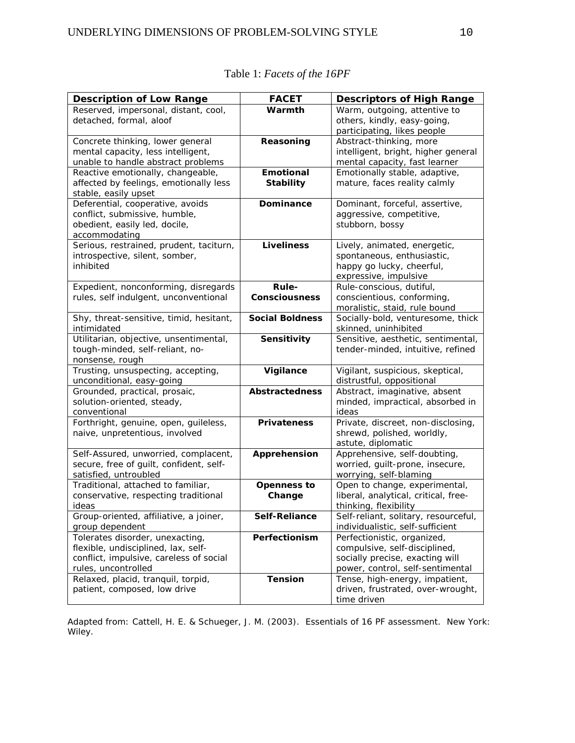Table 1: *Facets of the 16PF*

| Description of Low Range | FACET | Descriptors of High Range |
|---|---|---|
| Reserved, impersonal, distant, cool, detached, formal, aloof | **Warmth** | Warm, outgoing, attentive to others, kindly, easy-going, participating, likes people |
| Concrete thinking, lower general mental capacity, less intelligent, unable to handle abstract problems | **Reasoning** | Abstract-thinking, more intelligent, bright, higher general mental capacity, fast learner |
| Reactive emotionally, changeable, affected by feelings, emotionally less stable, easily upset | **Emotional Stability** | Emotionally stable, adaptive, mature, faces reality calmly |
| Deferential, cooperative, avoids conflict, submissive, humble, obedient, easily led, docile, accommodating | **Dominance** | Dominant, forceful, assertive, aggressive, competitive, stubborn, bossy |
| Serious, restrained, prudent, taciturn, introspective, silent, somber, inhibited | **Liveliness** | Lively, animated, energetic, spontaneous, enthusiastic, happy go lucky, cheerful, expressive, impulsive |
| Expedient, nonconforming, disregards rules, self indulgent, unconventional | **Rule-Consciousness** | Rule-conscious, dutiful, conscientious, conforming, moralistic, staid, rule bound |
| Shy, threat-sensitive, timid, hesitant, intimidated | **Social Boldness** | Socially-bold, venturesome, thick skinned, uninhibited |
| Utilitarian, objective, unsentimental, tough-minded, self-reliant, no-nonsense, rough | **Sensitivity** | Sensitive, aesthetic, sentimental, tender-minded, intuitive, refined |
| Trusting, unsuspecting, accepting, unconditional, easy-going | **Vigilance** | Vigilant, suspicious, skeptical, distrustful, oppositional |
| Grounded, practical, prosaic, solution-oriented, steady, conventional | **Abstractedness** | Abstract, imaginative, absent minded, impractical, absorbed in ideas |
| Forthright, genuine, open, guileless, naive, unpretentious, involved | **Privateness** | Private, discreet, non-disclosing, shrewd, polished, worldly, astute, diplomatic |
| Self-Assured, unworried, complacent, secure, free of guilt, confident, self-satisfied, untroubled | **Apprehension** | Apprehensive, self-doubting, worried, guilt-prone, insecure, worrying, self-blaming |
| Traditional, attached to familiar, conservative, respecting traditional ideas | **Openness to Change** | Open to change, experimental, liberal, analytical, critical, free-thinking, flexibility |
| Group-oriented, affiliative, a joiner, group dependent | **Self-Reliance** | Self-reliant, solitary, resourceful, individualistic, self-sufficient |
| Tolerates disorder, unexacting, flexible, undisciplined, lax, self-conflict, impulsive, careless of social rules, uncontrolled | **Perfectionism** | Perfectionistic, organized, compulsive, self-disciplined, socially precise, exacting will power, control, self-sentimental |
| Relaxed, placid, tranquil, torpid, patient, composed, low drive | **Tension** | Tense, high-energy, impatient, driven, frustrated, over-wrought, time driven |

Adapted from: Cattell, H. E. & Schueger, J. M. (2003). Essentials of 16 PF assessment. New York: Wiley.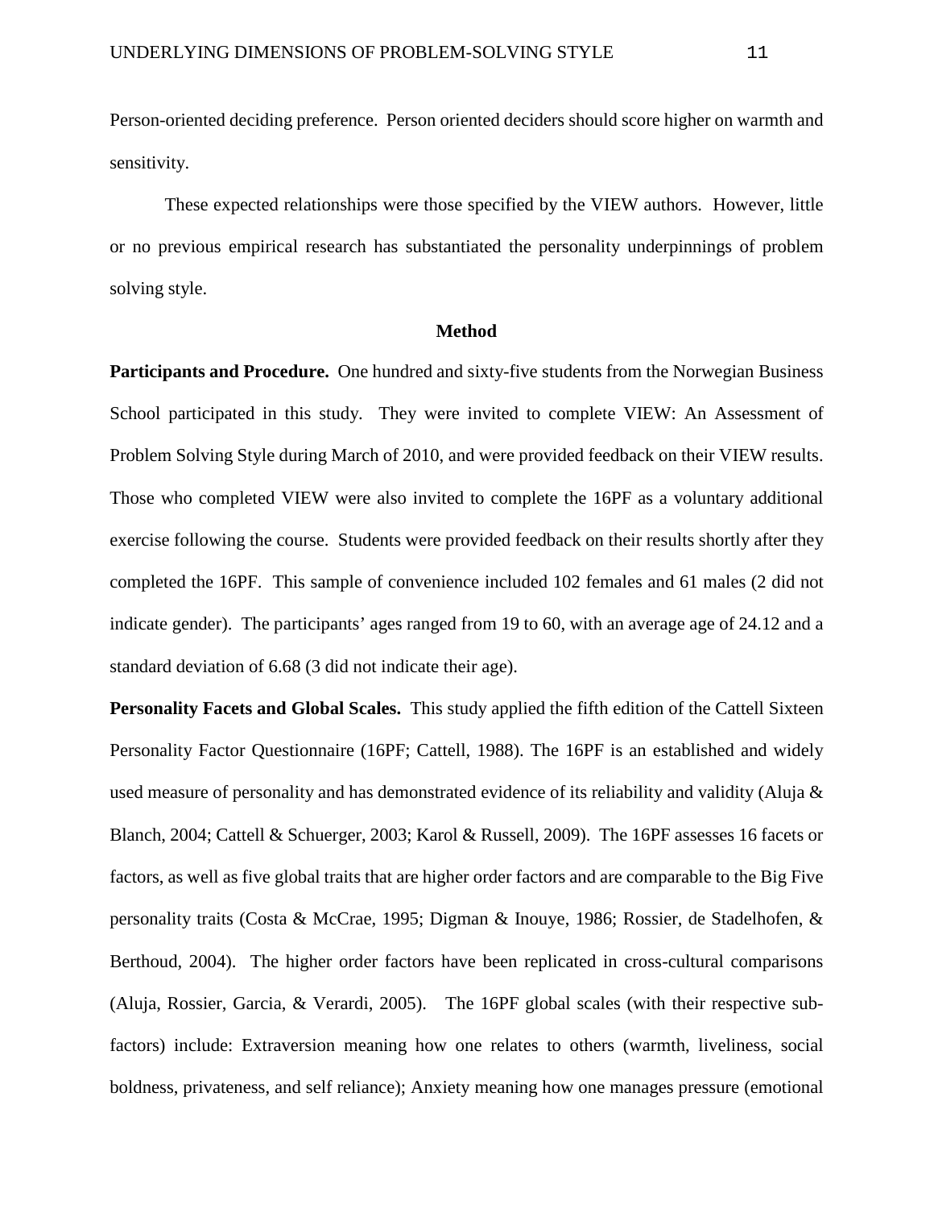Person-oriented deciding preference. Person oriented deciders should score higher on warmth and sensitivity.

These expected relationships were those specified by the VIEW authors. However, little or no previous empirical research has substantiated the personality underpinnings of problem solving style.

## Method

**Participants and Procedure.** One hundred and sixty-five students from the Norwegian Business School participated in this study. They were invited to complete VIEW: An Assessment of Problem Solving Style during March of 2010, and were provided feedback on their VIEW results. Those who completed VIEW were also invited to complete the 16PF as a voluntary additional exercise following the course. Students were provided feedback on their results shortly after they completed the 16PF. This sample of convenience included 102 females and 61 males (2 did not indicate gender). The participants' ages ranged from 19 to 60, with an average age of 24.12 and a standard deviation of 6.68 (3 did not indicate their age).

**Personality Facets and Global Scales.** This study applied the fifth edition of the Cattell Sixteen Personality Factor Questionnaire (16PF; Cattell, 1988). The 16PF is an established and widely used measure of personality and has demonstrated evidence of its reliability and validity (Aluja & Blanch, 2004; Cattell & Schuerger, 2003; Karol & Russell, 2009). The 16PF assesses 16 facets or factors, as well as five global traits that are higher order factors and are comparable to the Big Five personality traits (Costa & McCrae, 1995; Digman & Inouye, 1986; Rossier, de Stadelhofen, & Berthoud, 2004). The higher order factors have been replicated in cross-cultural comparisons (Aluja, Rossier, Garcia, & Verardi, 2005). The 16PF global scales (with their respective sub-factors) include: Extraversion meaning how one relates to others (warmth, liveliness, social boldness, privateness, and self reliance); Anxiety meaning how one manages pressure (emotional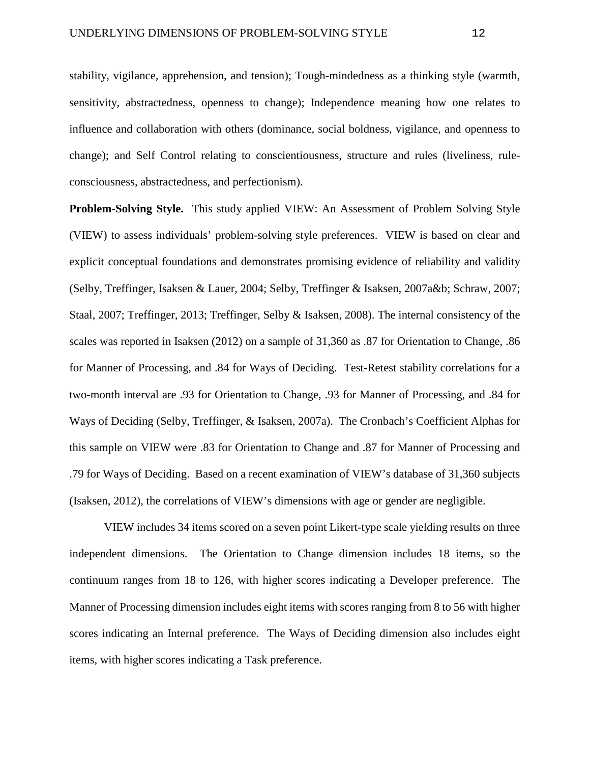stability, vigilance, apprehension, and tension); Tough-mindedness as a thinking style (warmth, sensitivity, abstractedness, openness to change); Independence meaning how one relates to influence and collaboration with others (dominance, social boldness, vigilance, and openness to change); and Self Control relating to conscientiousness, structure and rules (liveliness, rule-consciousness, abstractedness, and perfectionism).

**Problem-Solving Style.** This study applied VIEW: An Assessment of Problem Solving Style (VIEW) to assess individuals' problem-solving style preferences. VIEW is based on clear and explicit conceptual foundations and demonstrates promising evidence of reliability and validity (Selby, Treffinger, Isaksen & Lauer, 2004; Selby, Treffinger & Isaksen, 2007a&b; Schraw, 2007; Staal, 2007; Treffinger, 2013; Treffinger, Selby & Isaksen, 2008). The internal consistency of the scales was reported in Isaksen (2012) on a sample of 31,360 as .87 for Orientation to Change, .86 for Manner of Processing, and .84 for Ways of Deciding. Test-Retest stability correlations for a two-month interval are .93 for Orientation to Change, .93 for Manner of Processing, and .84 for Ways of Deciding (Selby, Treffinger, & Isaksen, 2007a). The Cronbach's Coefficient Alphas for this sample on VIEW were .83 for Orientation to Change and .87 for Manner of Processing and .79 for Ways of Deciding. Based on a recent examination of VIEW's database of 31,360 subjects (Isaksen, 2012), the correlations of VIEW's dimensions with age or gender are negligible.

VIEW includes 34 items scored on a seven point Likert-type scale yielding results on three independent dimensions. The Orientation to Change dimension includes 18 items, so the continuum ranges from 18 to 126, with higher scores indicating a Developer preference. The Manner of Processing dimension includes eight items with scores ranging from 8 to 56 with higher scores indicating an Internal preference. The Ways of Deciding dimension also includes eight items, with higher scores indicating a Task preference.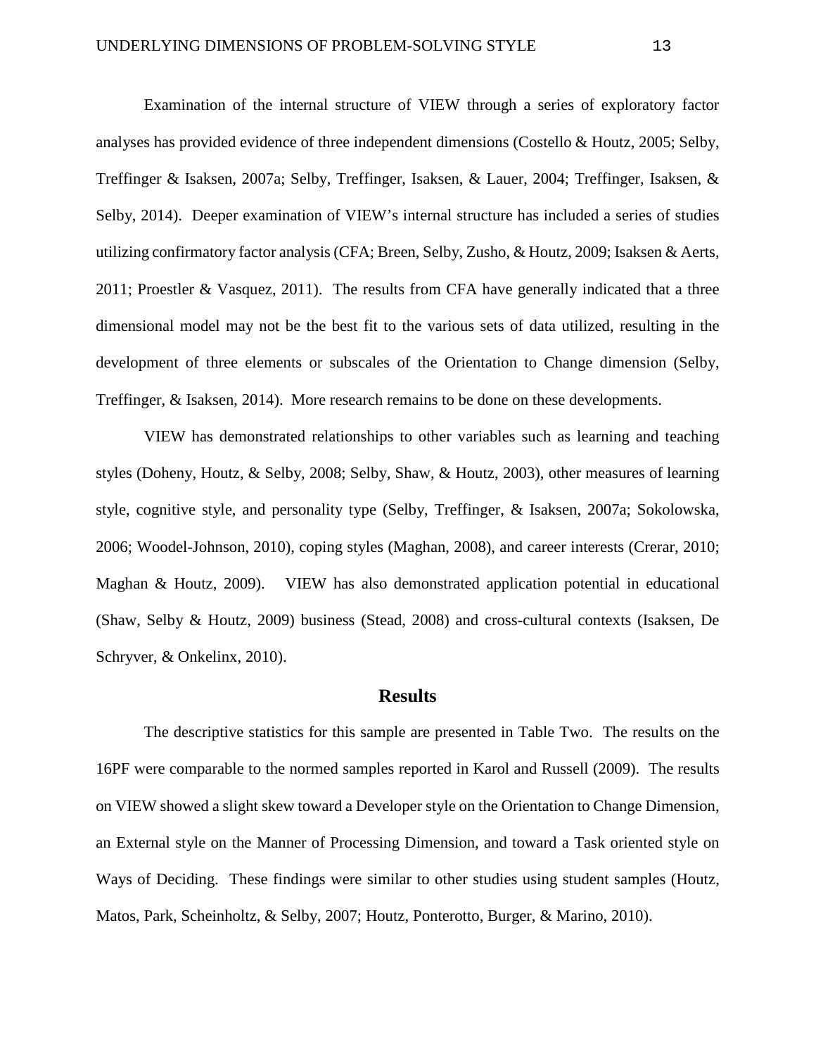Examination of the internal structure of VIEW through a series of exploratory factor analyses has provided evidence of three independent dimensions (Costello & Houtz, 2005; Selby, Treffinger & Isaksen, 2007a; Selby, Treffinger, Isaksen, & Lauer, 2004; Treffinger, Isaksen, & Selby, 2014). Deeper examination of VIEW's internal structure has included a series of studies utilizing confirmatory factor analysis (CFA; Breen, Selby, Zusho, & Houtz, 2009; Isaksen & Aerts, 2011; Proestler & Vasquez, 2011). The results from CFA have generally indicated that a three dimensional model may not be the best fit to the various sets of data utilized, resulting in the development of three elements or subscales of the Orientation to Change dimension (Selby, Treffinger, & Isaksen, 2014). More research remains to be done on these developments.

VIEW has demonstrated relationships to other variables such as learning and teaching styles (Doheny, Houtz, & Selby, 2008; Selby, Shaw, & Houtz, 2003), other measures of learning style, cognitive style, and personality type (Selby, Treffinger, & Isaksen, 2007a; Sokolowska, 2006; Woodel-Johnson, 2010), coping styles (Maghan, 2008), and career interests (Crerar, 2010; Maghan & Houtz, 2009). VIEW has also demonstrated application potential in educational (Shaw, Selby & Houtz, 2009) business (Stead, 2008) and cross-cultural contexts (Isaksen, De Schryver, & Onkelinx, 2010).

## Results

The descriptive statistics for this sample are presented in Table Two. The results on the 16PF were comparable to the normed samples reported in Karol and Russell (2009). The results on VIEW showed a slight skew toward a Developer style on the Orientation to Change Dimension, an External style on the Manner of Processing Dimension, and toward a Task oriented style on Ways of Deciding. These findings were similar to other studies using student samples (Houtz, Matos, Park, Scheinholtz, & Selby, 2007; Houtz, Ponterotto, Burger, & Marino, 2010).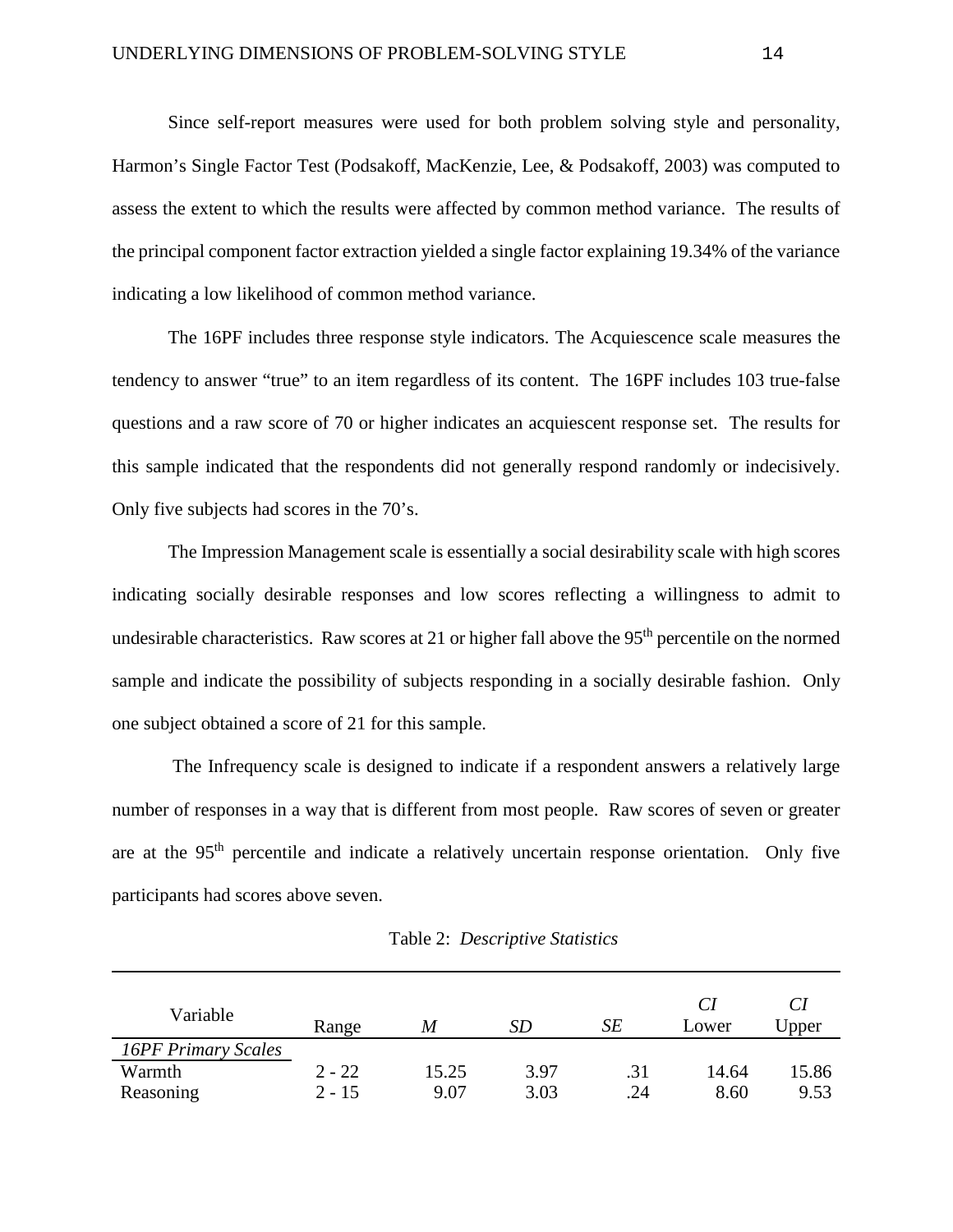Since self-report measures were used for both problem solving style and personality, Harmon's Single Factor Test (Podsakoff, MacKenzie, Lee, & Podsakoff, 2003) was computed to assess the extent to which the results were affected by common method variance. The results of the principal component factor extraction yielded a single factor explaining 19.34% of the variance indicating a low likelihood of common method variance.

The 16PF includes three response style indicators. The Acquiescence scale measures the tendency to answer "true" to an item regardless of its content. The 16PF includes 103 true-false questions and a raw score of 70 or higher indicates an acquiescent response set. The results for this sample indicated that the respondents did not generally respond randomly or indecisively. Only five subjects had scores in the 70's.

The Impression Management scale is essentially a social desirability scale with high scores indicating socially desirable responses and low scores reflecting a willingness to admit to undesirable characteristics. Raw scores at 21 or higher fall above the 95th percentile on the normed sample and indicate the possibility of subjects responding in a socially desirable fashion. Only one subject obtained a score of 21 for this sample.

The Infrequency scale is designed to indicate if a respondent answers a relatively large number of responses in a way that is different from most people. Raw scores of seven or greater are at the 95th percentile and indicate a relatively uncertain response orientation. Only five participants had scores above seven.

Table 2: *Descriptive Statistics*

| Variable | Range | *M* | *SD* | *SE* | *CI* Lower | *CI* Upper |
|---|---|---|---|---|---|---|
| *16PF Primary Scales* | | | | | | |
| Warmth | 2 - 22 | 15.25 | 3.97 | .31 | 14.64 | 15.86 |
| Reasoning | 2 - 15 | 9.07 | 3.03 | .24 | 8.60 | 9.53 |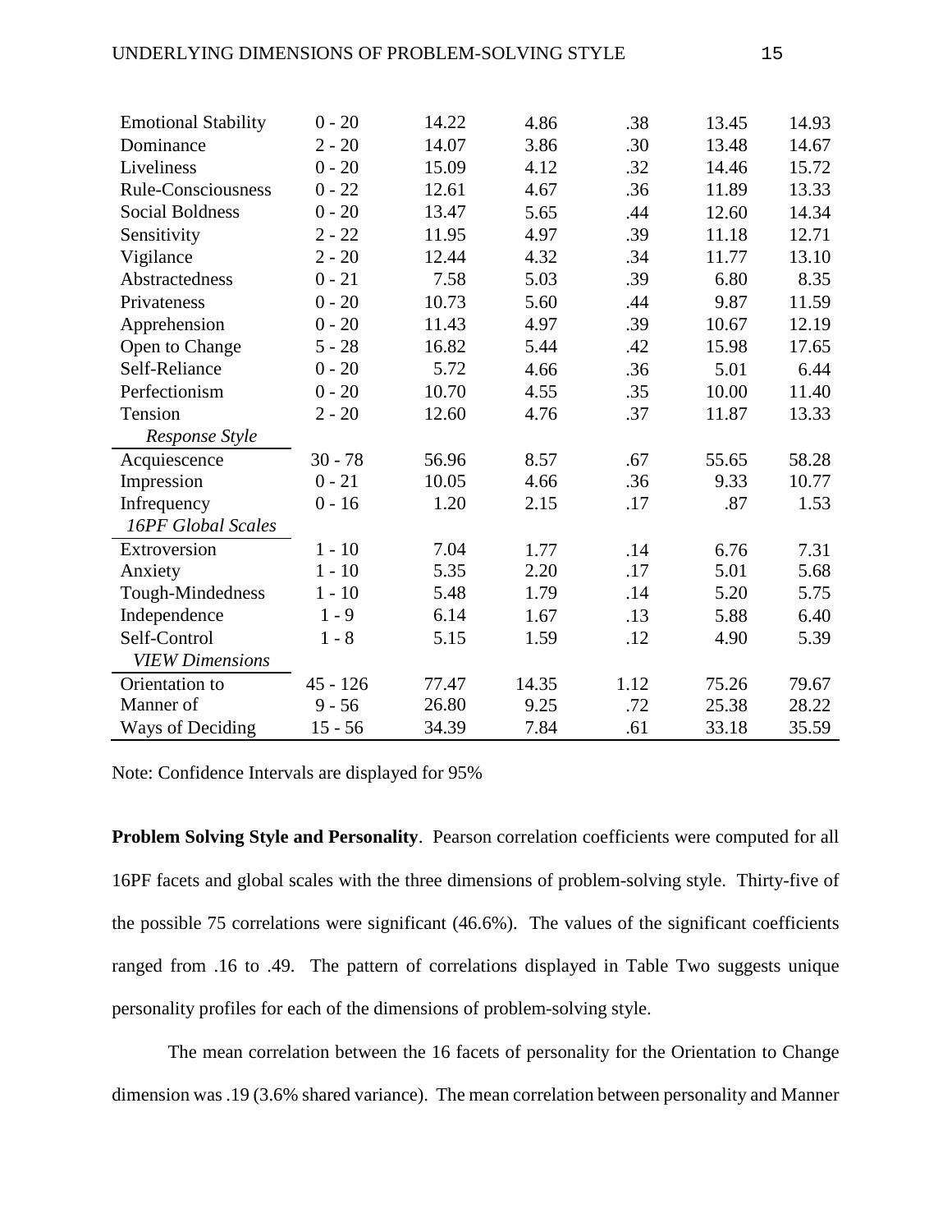| | | | | | | |
|---|---|---|---|---|---|---|
| Emotional Stability | 0 - 20 | 14.22 | 4.86 | .38 | 13.45 | 14.93 |
| Dominance | 2 - 20 | 14.07 | 3.86 | .30 | 13.48 | 14.67 |
| Liveliness | 0 - 20 | 15.09 | 4.12 | .32 | 14.46 | 15.72 |
| Rule-Consciousness | 0 - 22 | 12.61 | 4.67 | .36 | 11.89 | 13.33 |
| Social Boldness | 0 - 20 | 13.47 | 5.65 | .44 | 12.60 | 14.34 |
| Sensitivity | 2 - 22 | 11.95 | 4.97 | .39 | 11.18 | 12.71 |
| Vigilance | 2 - 20 | 12.44 | 4.32 | .34 | 11.77 | 13.10 |
| Abstractedness | 0 - 21 | 7.58 | 5.03 | .39 | 6.80 | 8.35 |
| Privateness | 0 - 20 | 10.73 | 5.60 | .44 | 9.87 | 11.59 |
| Apprehension | 0 - 20 | 11.43 | 4.97 | .39 | 10.67 | 12.19 |
| Open to Change | 5 - 28 | 16.82 | 5.44 | .42 | 15.98 | 17.65 |
| Self-Reliance | 0 - 20 | 5.72 | 4.66 | .36 | 5.01 | 6.44 |
| Perfectionism | 0 - 20 | 10.70 | 4.55 | .35 | 10.00 | 11.40 |
| Tension | 2 - 20 | 12.60 | 4.76 | .37 | 11.87 | 13.33 |
| *Response Style* | | | | | | |
| Acquiescence | 30 - 78 | 56.96 | 8.57 | .67 | 55.65 | 58.28 |
| Impression | 0 - 21 | 10.05 | 4.66 | .36 | 9.33 | 10.77 |
| Infrequency | 0 - 16 | 1.20 | 2.15 | .17 | .87 | 1.53 |
| *16PF Global Scales* | | | | | | |
| Extroversion | 1 - 10 | 7.04 | 1.77 | .14 | 6.76 | 7.31 |
| Anxiety | 1 - 10 | 5.35 | 2.20 | .17 | 5.01 | 5.68 |
| Tough-Mindedness | 1 - 10 | 5.48 | 1.79 | .14 | 5.20 | 5.75 |
| Independence | 1 - 9 | 6.14 | 1.67 | .13 | 5.88 | 6.40 |
| Self-Control | 1 - 8 | 5.15 | 1.59 | .12 | 4.90 | 5.39 |
| *VIEW Dimensions* | | | | | | |
| Orientation to | 45 - 126 | 77.47 | 14.35 | 1.12 | 75.26 | 79.67 |
| Manner of | 9 - 56 | 26.80 | 9.25 | .72 | 25.38 | 28.22 |
| Ways of Deciding | 15 - 56 | 34.39 | 7.84 | .61 | 33.18 | 35.59 |

Note: Confidence Intervals are displayed for 95%

**Problem Solving Style and Personality**. Pearson correlation coefficients were computed for all 16PF facets and global scales with the three dimensions of problem-solving style. Thirty-five of the possible 75 correlations were significant (46.6%). The values of the significant coefficients ranged from .16 to .49. The pattern of correlations displayed in Table Two suggests unique personality profiles for each of the dimensions of problem-solving style.

The mean correlation between the 16 facets of personality for the Orientation to Change dimension was .19 (3.6% shared variance). The mean correlation between personality and Manner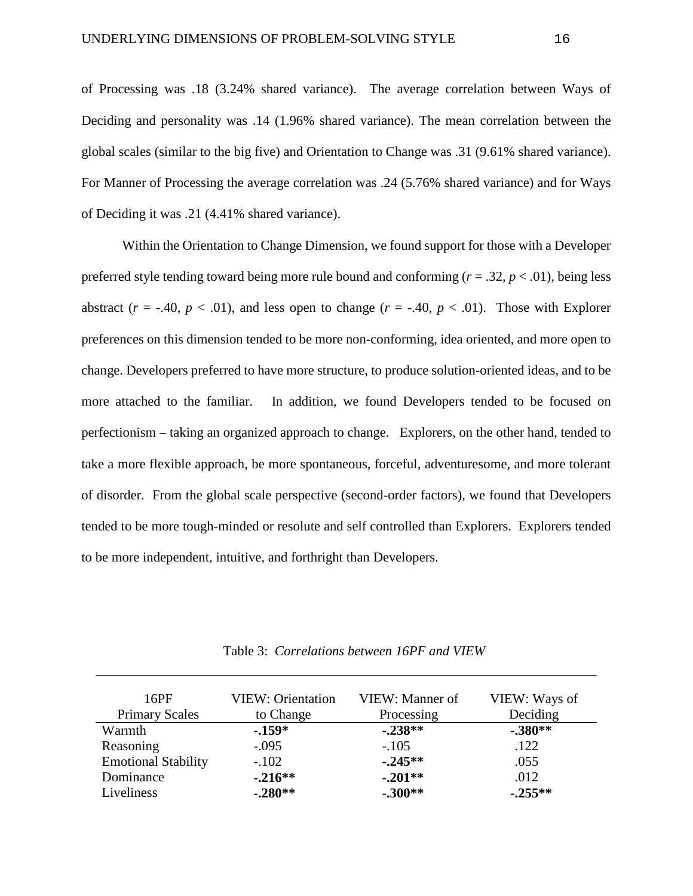of Processing was .18 (3.24% shared variance). The average correlation between Ways of Deciding and personality was .14 (1.96% shared variance). The mean correlation between the global scales (similar to the big five) and Orientation to Change was .31 (9.61% shared variance). For Manner of Processing the average correlation was .24 (5.76% shared variance) and for Ways of Deciding it was .21 (4.41% shared variance).

Within the Orientation to Change Dimension, we found support for those with a Developer preferred style tending toward being more rule bound and conforming ($r = .32$, $p < .01$), being less abstract ($r = -.40$, $p < .01$), and less open to change ($r = -.40$, $p < .01$). Those with Explorer preferences on this dimension tended to be more non-conforming, idea oriented, and more open to change. Developers preferred to have more structure, to produce solution-oriented ideas, and to be more attached to the familiar. In addition, we found Developers tended to be focused on perfectionism – taking an organized approach to change. Explorers, on the other hand, tended to take a more flexible approach, be more spontaneous, forceful, adventuresome, and more tolerant of disorder. From the global scale perspective (second-order factors), we found that Developers tended to be more tough-minded or resolute and self controlled than Explorers. Explorers tended to be more independent, intuitive, and forthright than Developers.

Table 3: *Correlations between 16PF and VIEW*

| 16PF Primary Scales | VIEW: Orientation to Change | VIEW: Manner of Processing | VIEW: Ways of Deciding |
|---|---|---|---|
| Warmth | **-.159*** | **-.238**** | **-.380**** |
| Reasoning | -.095 | -.105 | .122 |
| Emotional Stability | -.102 | **-.245**** | .055 |
| Dominance | **-.216**** | **-.201**** | .012 |
| Liveliness | **-.280**** | **-.300**** | **-.255**** |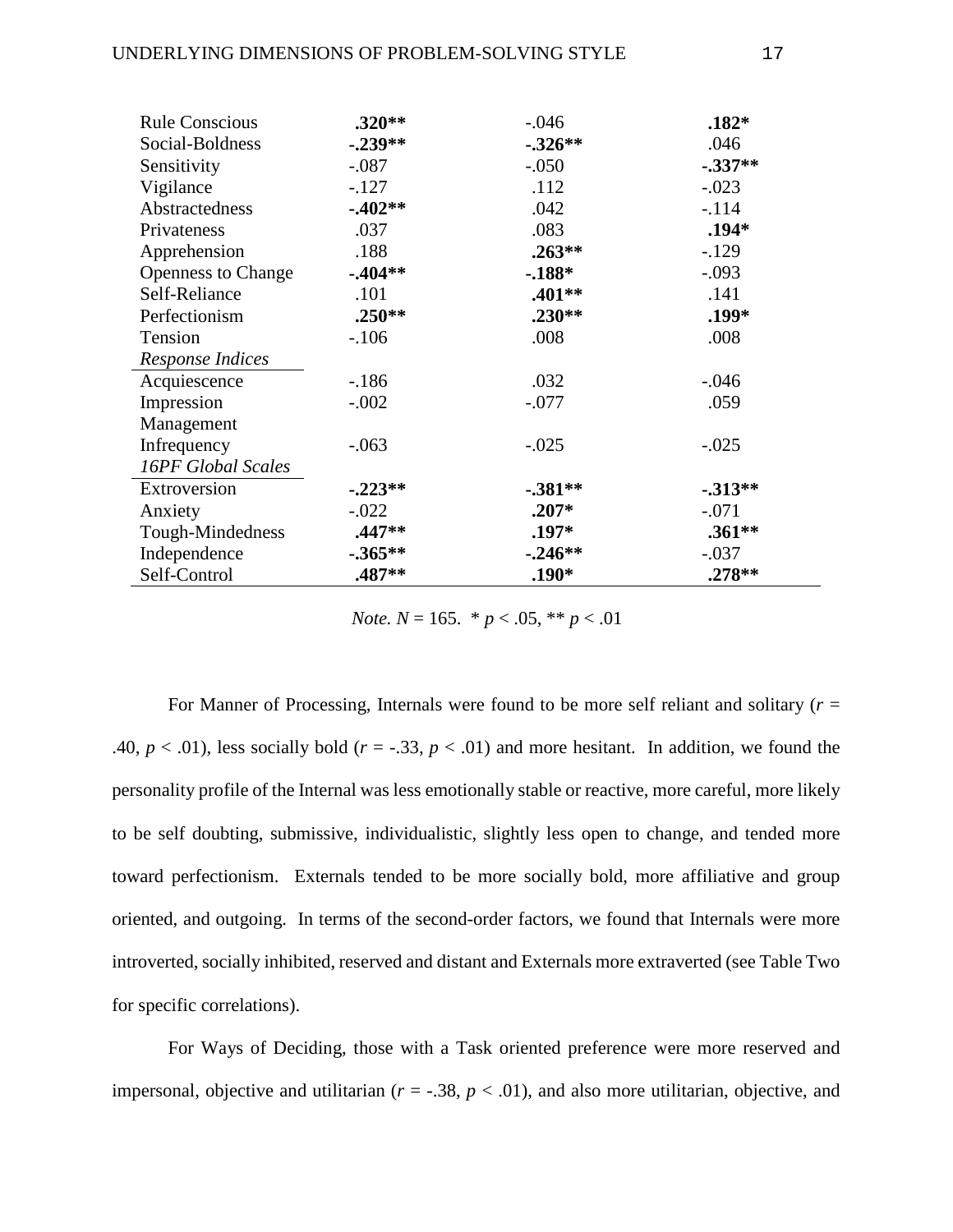| | | | |
|---|---|---|---|
| Rule Conscious | **.320**\*\*** | -.046 | **.182*** |
| Social-Boldness | **-.239**\*\*** | **-.326**\*\*** | .046 |
| Sensitivity | -.087 | -.050 | **-.337**\*\*** |
| Vigilance | -.127 | .112 | -.023 |
| Abstractedness | **-.402**\*\*** | .042 | -.114 |
| Privateness | .037 | .083 | **.194*** |
| Apprehension | .188 | **.263**\*\*** | -.129 |
| Openness to Change | **-.404**\*\*** | **-.188*** | -.093 |
| Self-Reliance | .101 | **.401**\*\*** | .141 |
| Perfectionism | **.250**\*\*** | **.230**\*\*** | **.199*** |
| Tension | -.106 | .008 | .008 |
| *Response Indices* | | | |
| Acquiescence | -.186 | .032 | -.046 |
| Impression Management | -.002 | -.077 | .059 |
| Infrequency | -.063 | -.025 | -.025 |
| *16PF Global Scales* | | | |
| Extroversion | **-.223**\*\*** | **-.381**\*\*** | **-.313**\*\*** |
| Anxiety | -.022 | **.207*** | -.071 |
| Tough-Mindedness | **.447**\*\*** | **.197*** | **.361**\*\*** |
| Independence | **-.365**\*\*** | **-.246**\*\*** | -.037 |
| Self-Control | **.487**\*\*** | **.190*** | **.278**\*\*** |

*Note.* $N = 165$. * $p < .05$, ** $p < .01$

For Manner of Processing, Internals were found to be more self reliant and solitary ($r = .40$, $p < .01$), less socially bold ($r = -.33$, $p < .01$) and more hesitant. In addition, we found the personality profile of the Internal was less emotionally stable or reactive, more careful, more likely to be self doubting, submissive, individualistic, slightly less open to change, and tended more toward perfectionism. Externals tended to be more socially bold, more affiliative and group oriented, and outgoing. In terms of the second-order factors, we found that Internals were more introverted, socially inhibited, reserved and distant and Externals more extraverted (see Table Two for specific correlations).

For Ways of Deciding, those with a Task oriented preference were more reserved and impersonal, objective and utilitarian ($r = -.38$, $p < .01$), and also more utilitarian, objective, and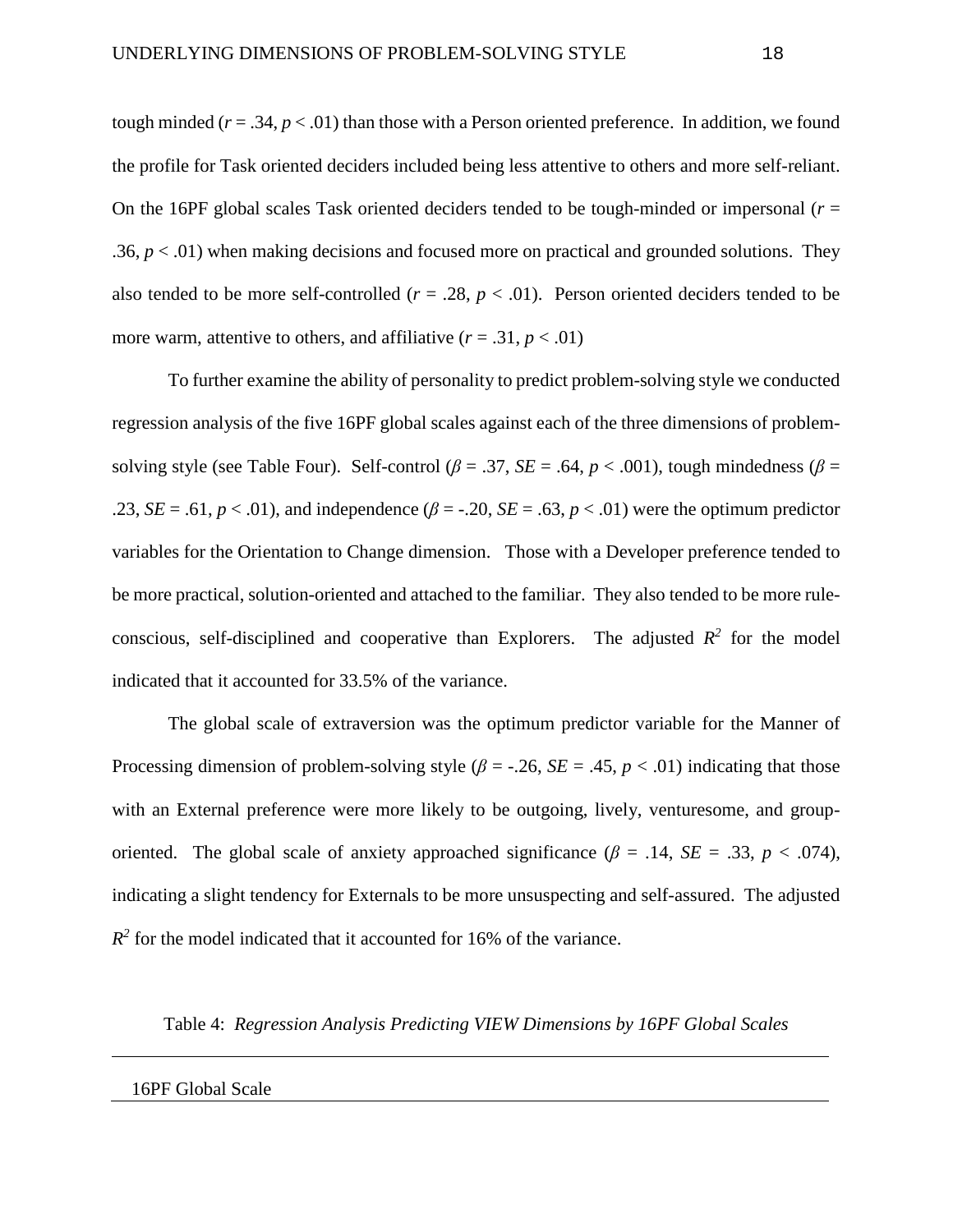tough minded ($r$ = .34, $p$ < .01) than those with a Person oriented preference. In addition, we found the profile for Task oriented deciders included being less attentive to others and more self-reliant. On the 16PF global scales Task oriented deciders tended to be tough-minded or impersonal ($r$ = .36, $p$ < .01) when making decisions and focused more on practical and grounded solutions. They also tended to be more self-controlled ($r$ = .28, $p$ < .01). Person oriented deciders tended to be more warm, attentive to others, and affiliative ($r$ = .31, $p$ < .01)

To further examine the ability of personality to predict problem-solving style we conducted regression analysis of the five 16PF global scales against each of the three dimensions of problem-solving style (see Table Four). Self-control ($\beta$ = .37, $SE$ = .64, $p$ < .001), tough mindedness ($\beta$ = .23, $SE$ = .61, $p$ < .01), and independence ($\beta$ = -.20, $SE$ = .63, $p$ < .01) were the optimum predictor variables for the Orientation to Change dimension. Those with a Developer preference tended to be more practical, solution-oriented and attached to the familiar. They also tended to be more rule-conscious, self-disciplined and cooperative than Explorers. The adjusted $R^2$ for the model indicated that it accounted for 33.5% of the variance.

The global scale of extraversion was the optimum predictor variable for the Manner of Processing dimension of problem-solving style ($\beta$ = -.26, $SE$ = .45, $p$ < .01) indicating that those with an External preference were more likely to be outgoing, lively, venturesome, and group-oriented. The global scale of anxiety approached significance ($\beta$ = .14, $SE$ = .33, $p$ < .074), indicating a slight tendency for Externals to be more unsuspecting and self-assured. The adjusted $R^2$ for the model indicated that it accounted for 16% of the variance.

Table 4: *Regression Analysis Predicting VIEW Dimensions by 16PF Global Scales*

| 16PF Global Scale |
| --- |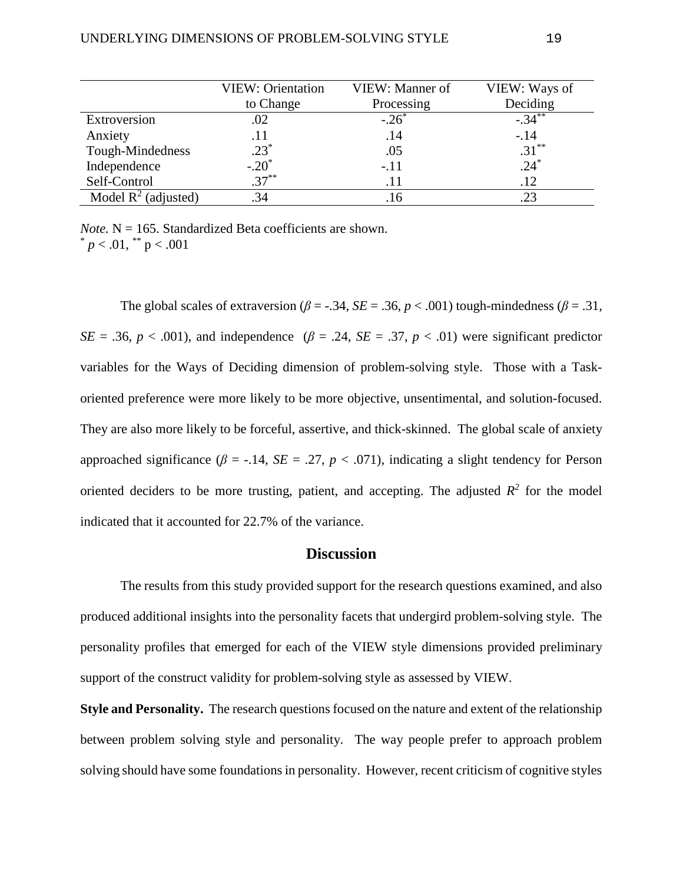| | VIEW: Orientation to Change | VIEW: Manner of Processing | VIEW: Ways of Deciding |
|---|---|---|---|
| Extroversion | .02 | -.26* | -.34** |
| Anxiety | .11 | .14 | -.14 |
| Tough-Mindedness | .23* | .05 | .31** |
| Independence | -.20* | -.11 | .24* |
| Self-Control | .37** | .11 | .12 |
| Model $R^2$ (adjusted) | .34 | .16 | .23 |

*Note.* N = 165. Standardized Beta coefficients are shown.
* *p* < .01, ** p < .001

The global scales of extraversion ($\beta$ = -.34, *SE* = .36, *p* < .001) tough-mindedness ($\beta$ = .31, *SE* = .36, *p* < .001), and independence ($\beta$ = .24, *SE* = .37, *p* < .01) were significant predictor variables for the Ways of Deciding dimension of problem-solving style. Those with a Task-oriented preference were more likely to be more objective, unsentimental, and solution-focused. They are also more likely to be forceful, assertive, and thick-skinned. The global scale of anxiety approached significance ($\beta$ = -.14, *SE* = .27, *p* < .071), indicating a slight tendency for Person oriented deciders to be more trusting, patient, and accepting. The adjusted $R^2$ for the model indicated that it accounted for 22.7% of the variance.

## Discussion

The results from this study provided support for the research questions examined, and also produced additional insights into the personality facets that undergird problem-solving style. The personality profiles that emerged for each of the VIEW style dimensions provided preliminary support of the construct validity for problem-solving style as assessed by VIEW.

**Style and Personality.** The research questions focused on the nature and extent of the relationship between problem solving style and personality. The way people prefer to approach problem solving should have some foundations in personality. However, recent criticism of cognitive styles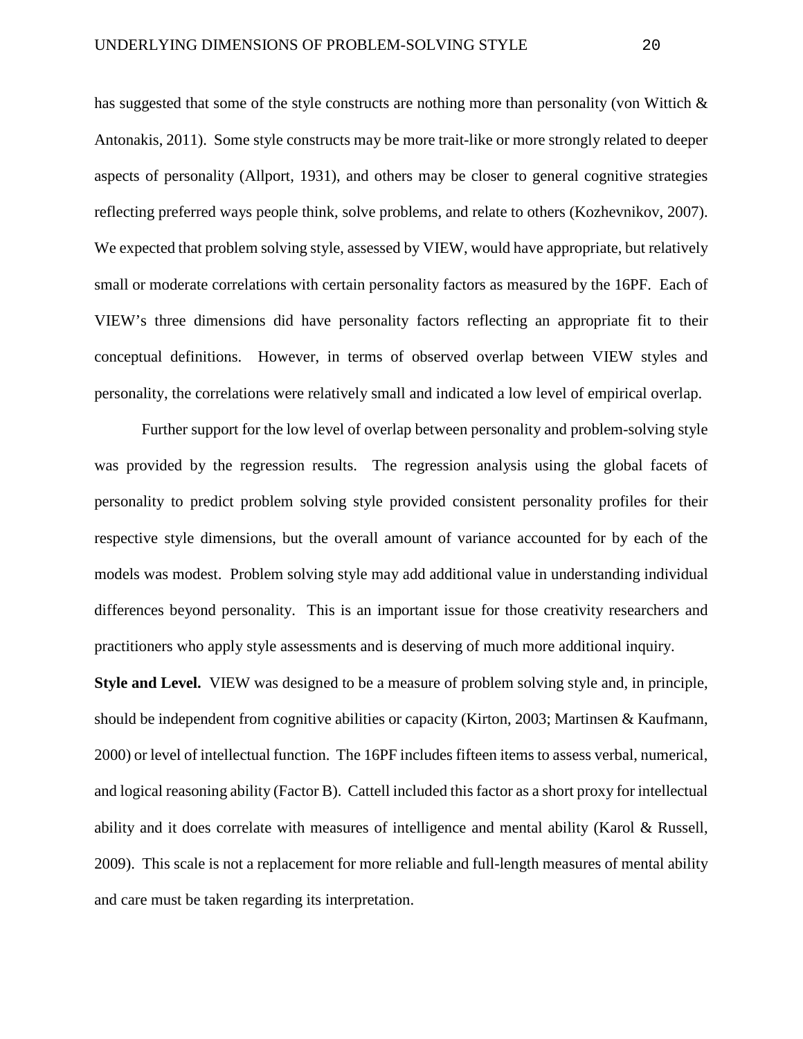has suggested that some of the style constructs are nothing more than personality (von Wittich & Antonakis, 2011). Some style constructs may be more trait-like or more strongly related to deeper aspects of personality (Allport, 1931), and others may be closer to general cognitive strategies reflecting preferred ways people think, solve problems, and relate to others (Kozhevnikov, 2007). We expected that problem solving style, assessed by VIEW, would have appropriate, but relatively small or moderate correlations with certain personality factors as measured by the 16PF. Each of VIEW's three dimensions did have personality factors reflecting an appropriate fit to their conceptual definitions. However, in terms of observed overlap between VIEW styles and personality, the correlations were relatively small and indicated a low level of empirical overlap.

Further support for the low level of overlap between personality and problem-solving style was provided by the regression results. The regression analysis using the global facets of personality to predict problem solving style provided consistent personality profiles for their respective style dimensions, but the overall amount of variance accounted for by each of the models was modest. Problem solving style may add additional value in understanding individual differences beyond personality. This is an important issue for those creativity researchers and practitioners who apply style assessments and is deserving of much more additional inquiry.

**Style and Level.** VIEW was designed to be a measure of problem solving style and, in principle, should be independent from cognitive abilities or capacity (Kirton, 2003; Martinsen & Kaufmann, 2000) or level of intellectual function. The 16PF includes fifteen items to assess verbal, numerical, and logical reasoning ability (Factor B). Cattell included this factor as a short proxy for intellectual ability and it does correlate with measures of intelligence and mental ability (Karol & Russell, 2009). This scale is not a replacement for more reliable and full-length measures of mental ability and care must be taken regarding its interpretation.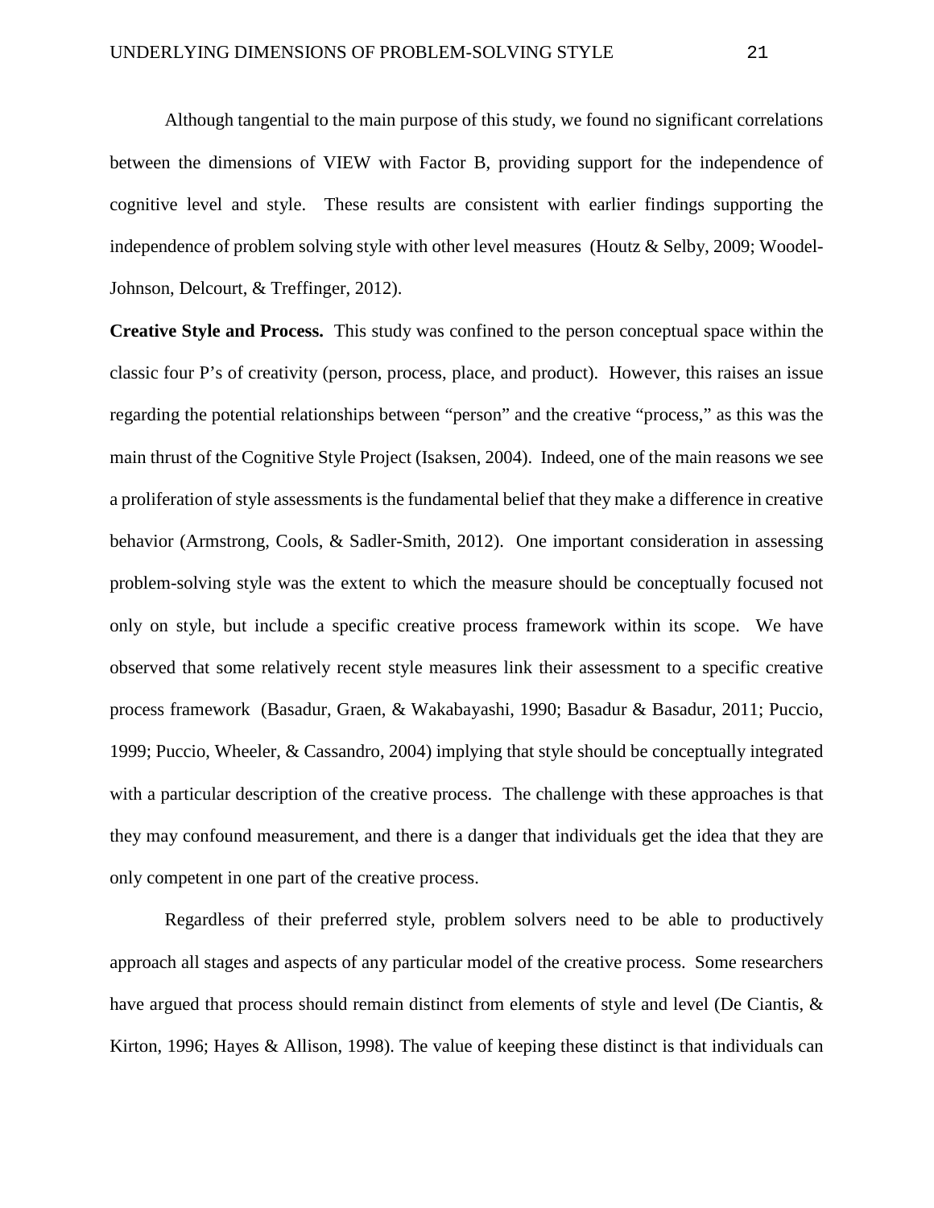Although tangential to the main purpose of this study, we found no significant correlations between the dimensions of VIEW with Factor B, providing support for the independence of cognitive level and style. These results are consistent with earlier findings supporting the independence of problem solving style with other level measures (Houtz & Selby, 2009; Woodel-Johnson, Delcourt, & Treffinger, 2012).

**Creative Style and Process.** This study was confined to the person conceptual space within the classic four P's of creativity (person, process, place, and product). However, this raises an issue regarding the potential relationships between "person" and the creative "process," as this was the main thrust of the Cognitive Style Project (Isaksen, 2004). Indeed, one of the main reasons we see a proliferation of style assessments is the fundamental belief that they make a difference in creative behavior (Armstrong, Cools, & Sadler-Smith, 2012). One important consideration in assessing problem-solving style was the extent to which the measure should be conceptually focused not only on style, but include a specific creative process framework within its scope. We have observed that some relatively recent style measures link their assessment to a specific creative process framework (Basadur, Graen, & Wakabayashi, 1990; Basadur & Basadur, 2011; Puccio, 1999; Puccio, Wheeler, & Cassandro, 2004) implying that style should be conceptually integrated with a particular description of the creative process. The challenge with these approaches is that they may confound measurement, and there is a danger that individuals get the idea that they are only competent in one part of the creative process.

Regardless of their preferred style, problem solvers need to be able to productively approach all stages and aspects of any particular model of the creative process. Some researchers have argued that process should remain distinct from elements of style and level (De Ciantis, & Kirton, 1996; Hayes & Allison, 1998). The value of keeping these distinct is that individuals can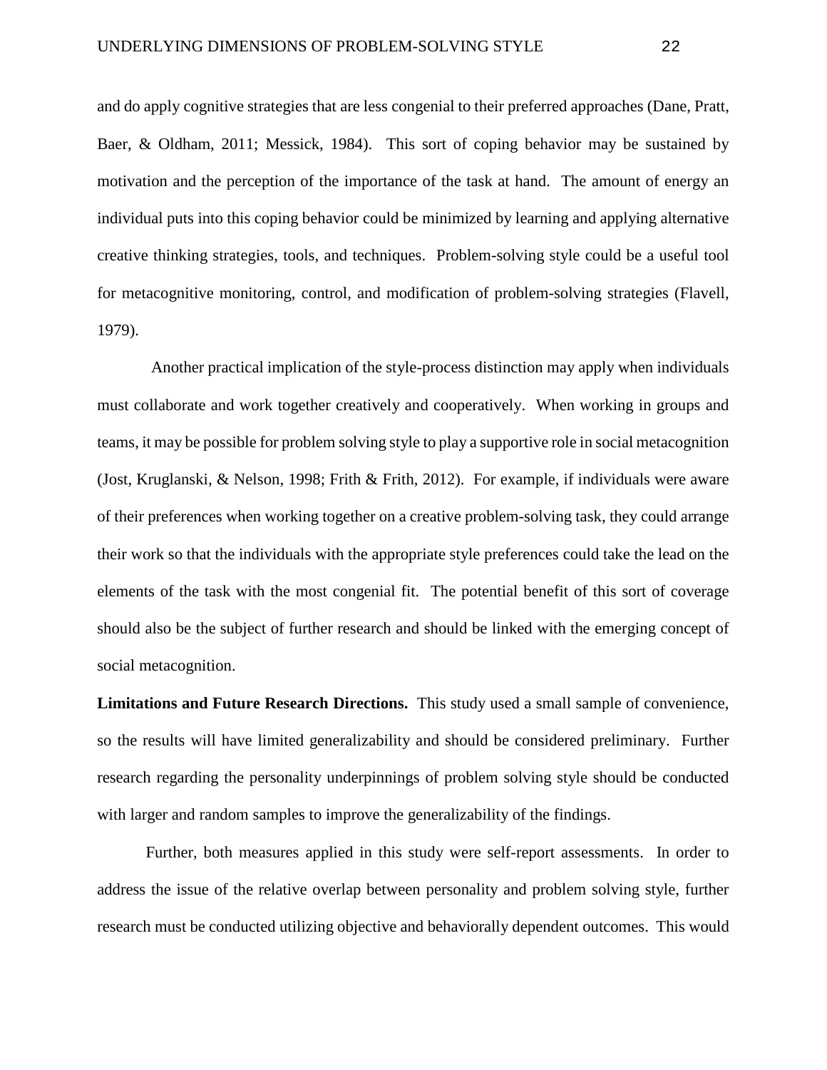and do apply cognitive strategies that are less congenial to their preferred approaches (Dane, Pratt, Baer, & Oldham, 2011; Messick, 1984). This sort of coping behavior may be sustained by motivation and the perception of the importance of the task at hand. The amount of energy an individual puts into this coping behavior could be minimized by learning and applying alternative creative thinking strategies, tools, and techniques. Problem-solving style could be a useful tool for metacognitive monitoring, control, and modification of problem-solving strategies (Flavell, 1979).

Another practical implication of the style-process distinction may apply when individuals must collaborate and work together creatively and cooperatively. When working in groups and teams, it may be possible for problem solving style to play a supportive role in social metacognition (Jost, Kruglanski, & Nelson, 1998; Frith & Frith, 2012). For example, if individuals were aware of their preferences when working together on a creative problem-solving task, they could arrange their work so that the individuals with the appropriate style preferences could take the lead on the elements of the task with the most congenial fit. The potential benefit of this sort of coverage should also be the subject of further research and should be linked with the emerging concept of social metacognition.

**Limitations and Future Research Directions.** This study used a small sample of convenience, so the results will have limited generalizability and should be considered preliminary. Further research regarding the personality underpinnings of problem solving style should be conducted with larger and random samples to improve the generalizability of the findings.

Further, both measures applied in this study were self-report assessments. In order to address the issue of the relative overlap between personality and problem solving style, further research must be conducted utilizing objective and behaviorally dependent outcomes. This would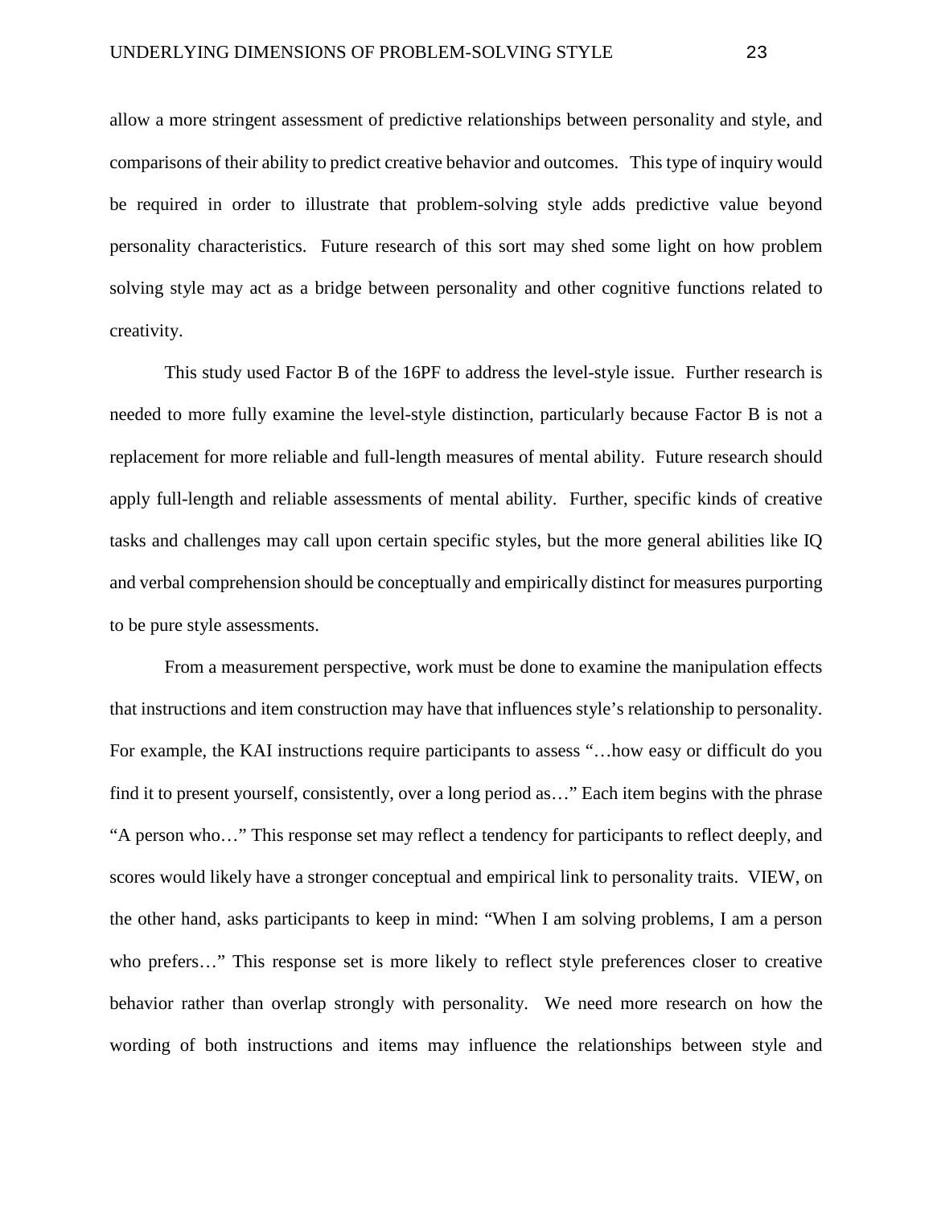allow a more stringent assessment of predictive relationships between personality and style, and comparisons of their ability to predict creative behavior and outcomes. This type of inquiry would be required in order to illustrate that problem-solving style adds predictive value beyond personality characteristics. Future research of this sort may shed some light on how problem solving style may act as a bridge between personality and other cognitive functions related to creativity.

This study used Factor B of the 16PF to address the level-style issue. Further research is needed to more fully examine the level-style distinction, particularly because Factor B is not a replacement for more reliable and full-length measures of mental ability. Future research should apply full-length and reliable assessments of mental ability. Further, specific kinds of creative tasks and challenges may call upon certain specific styles, but the more general abilities like IQ and verbal comprehension should be conceptually and empirically distinct for measures purporting to be pure style assessments.

From a measurement perspective, work must be done to examine the manipulation effects that instructions and item construction may have that influences style's relationship to personality. For example, the KAI instructions require participants to assess "…how easy or difficult do you find it to present yourself, consistently, over a long period as…" Each item begins with the phrase "A person who…" This response set may reflect a tendency for participants to reflect deeply, and scores would likely have a stronger conceptual and empirical link to personality traits. VIEW, on the other hand, asks participants to keep in mind: "When I am solving problems, I am a person who prefers…" This response set is more likely to reflect style preferences closer to creative behavior rather than overlap strongly with personality. We need more research on how the wording of both instructions and items may influence the relationships between style and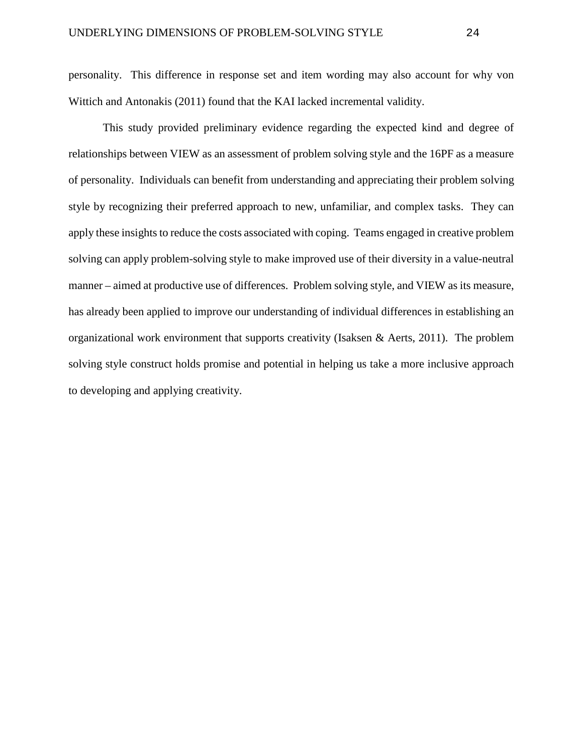personality. This difference in response set and item wording may also account for why von Wittich and Antonakis (2011) found that the KAI lacked incremental validity.

This study provided preliminary evidence regarding the expected kind and degree of relationships between VIEW as an assessment of problem solving style and the 16PF as a measure of personality. Individuals can benefit from understanding and appreciating their problem solving style by recognizing their preferred approach to new, unfamiliar, and complex tasks. They can apply these insights to reduce the costs associated with coping. Teams engaged in creative problem solving can apply problem-solving style to make improved use of their diversity in a value-neutral manner – aimed at productive use of differences. Problem solving style, and VIEW as its measure, has already been applied to improve our understanding of individual differences in establishing an organizational work environment that supports creativity (Isaksen & Aerts, 2011). The problem solving style construct holds promise and potential in helping us take a more inclusive approach to developing and applying creativity.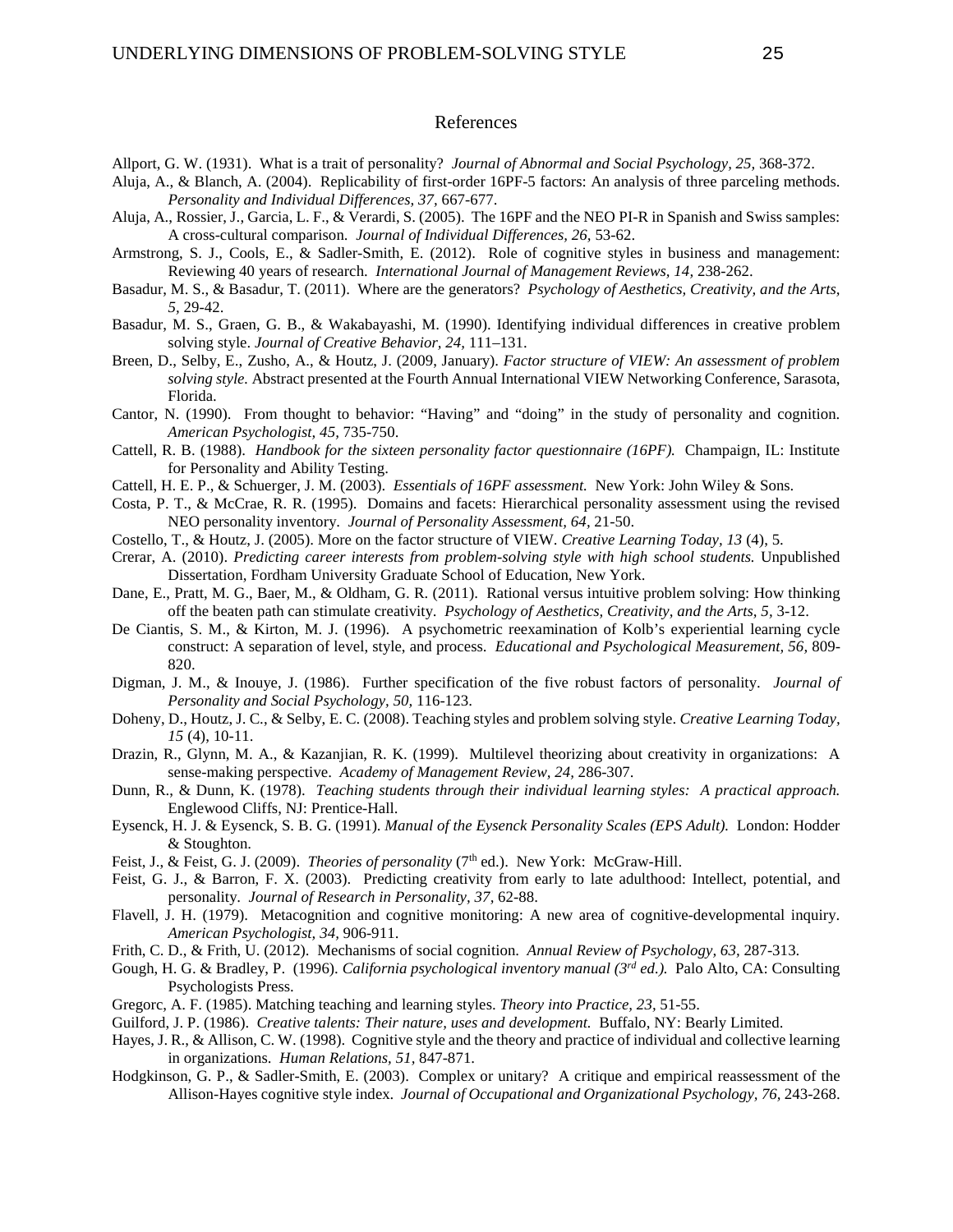# References

Allport, G. W. (1931). What is a trait of personality? *Journal of Abnormal and Social Psychology, 25,* 368-372.

Aluja, A., & Blanch, A. (2004). Replicability of first-order 16PF-5 factors: An analysis of three parceling methods. *Personality and Individual Differences, 37,* 667-677.

Aluja, A., Rossier, J., Garcia, L. F., & Verardi, S. (2005). The 16PF and the NEO PI-R in Spanish and Swiss samples: A cross-cultural comparison. *Journal of Individual Differences, 26,* 53-62.

Armstrong, S. J., Cools, E., & Sadler-Smith, E. (2012). Role of cognitive styles in business and management: Reviewing 40 years of research. *International Journal of Management Reviews, 14,* 238-262.

Basadur, M. S., & Basadur, T. (2011). Where are the generators? *Psychology of Aesthetics, Creativity, and the Arts, 5,* 29-42.

Basadur, M. S., Graen, G. B., & Wakabayashi, M. (1990). Identifying individual differences in creative problem solving style. *Journal of Creative Behavior, 24,* 111–131.

Breen, D., Selby, E., Zusho, A., & Houtz, J. (2009, January). *Factor structure of VIEW: An assessment of problem solving style.* Abstract presented at the Fourth Annual International VIEW Networking Conference, Sarasota, Florida.

Cantor, N. (1990). From thought to behavior: "Having" and "doing" in the study of personality and cognition. *American Psychologist, 45,* 735-750.

Cattell, R. B. (1988). *Handbook for the sixteen personality factor questionnaire (16PF).* Champaign, IL: Institute for Personality and Ability Testing.

Cattell, H. E. P., & Schuerger, J. M. (2003). *Essentials of 16PF assessment.* New York: John Wiley & Sons.

Costa, P. T., & McCrae, R. R. (1995). Domains and facets: Hierarchical personality assessment using the revised NEO personality inventory. *Journal of Personality Assessment, 64,* 21-50.

Costello, T., & Houtz, J. (2005). More on the factor structure of VIEW. *Creative Learning Today, 13* (4), 5.

Crerar, A. (2010). *Predicting career interests from problem-solving style with high school students.* Unpublished Dissertation, Fordham University Graduate School of Education, New York.

Dane, E., Pratt, M. G., Baer, M., & Oldham, G. R. (2011). Rational versus intuitive problem solving: How thinking off the beaten path can stimulate creativity. *Psychology of Aesthetics, Creativity, and the Arts, 5,* 3-12.

De Ciantis, S. M., & Kirton, M. J. (1996). A psychometric reexamination of Kolb's experiential learning cycle construct: A separation of level, style, and process. *Educational and Psychological Measurement, 56,* 809-820.

Digman, J. M., & Inouye, J. (1986). Further specification of the five robust factors of personality. *Journal of Personality and Social Psychology, 50,* 116-123.

Doheny, D., Houtz, J. C., & Selby, E. C. (2008). Teaching styles and problem solving style. *Creative Learning Today, 15* (4), 10-11.

Drazin, R., Glynn, M. A., & Kazanjian, R. K. (1999). Multilevel theorizing about creativity in organizations: A sense-making perspective. *Academy of Management Review, 24,* 286-307.

Dunn, R., & Dunn, K. (1978). *Teaching students through their individual learning styles: A practical approach.* Englewood Cliffs, NJ: Prentice-Hall.

Eysenck, H. J. & Eysenck, S. B. G. (1991). *Manual of the Eysenck Personality Scales (EPS Adult).* London: Hodder & Stoughton.

Feist, J., & Feist, G. J. (2009). *Theories of personality* (7th ed.). New York: McGraw-Hill.

Feist, G. J., & Barron, F. X. (2003). Predicting creativity from early to late adulthood: Intellect, potential, and personality. *Journal of Research in Personality, 37,* 62-88.

Flavell, J. H. (1979). Metacognition and cognitive monitoring: A new area of cognitive-developmental inquiry. *American Psychologist, 34,* 906-911.

Frith, C. D., & Frith, U. (2012). Mechanisms of social cognition. *Annual Review of Psychology, 63,* 287-313.

Gough, H. G. & Bradley, P. (1996). *California psychological inventory manual (3rd ed.).* Palo Alto, CA: Consulting Psychologists Press.

Gregorc, A. F. (1985). Matching teaching and learning styles. *Theory into Practice, 23,* 51-55.

Guilford, J. P. (1986). *Creative talents: Their nature, uses and development.* Buffalo, NY: Bearly Limited.

Hayes, J. R., & Allison, C. W. (1998). Cognitive style and the theory and practice of individual and collective learning in organizations. *Human Relations, 51,* 847-871.

Hodgkinson, G. P., & Sadler-Smith, E. (2003). Complex or unitary? A critique and empirical reassessment of the Allison-Hayes cognitive style index. *Journal of Occupational and Organizational Psychology, 76,* 243-268.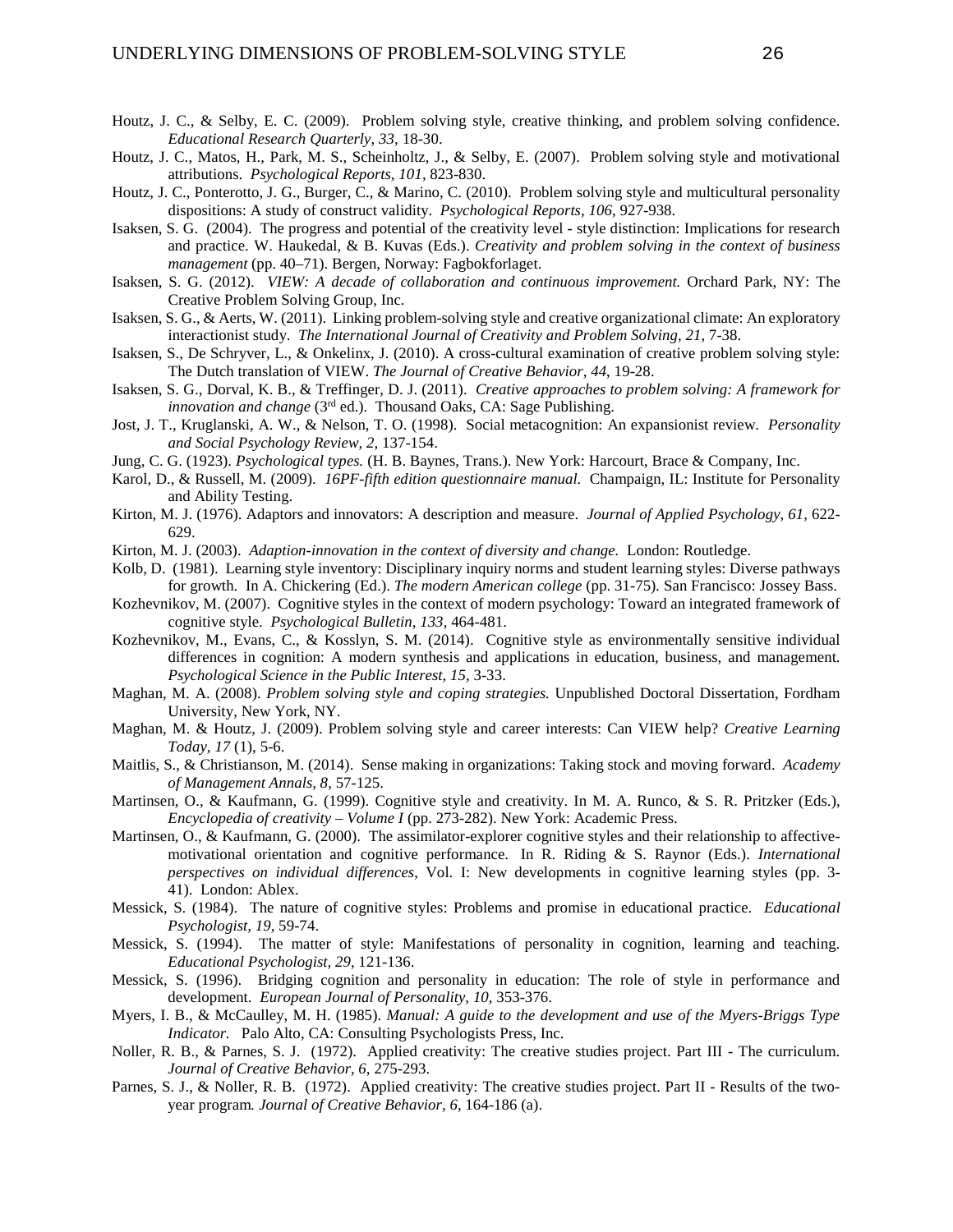Houtz, J. C., & Selby, E. C. (2009). Problem solving style, creative thinking, and problem solving confidence. *Educational Research Quarterly, 33,* 18-30.

Houtz, J. C., Matos, H., Park, M. S., Scheinholtz, J., & Selby, E. (2007). Problem solving style and motivational attributions. *Psychological Reports, 101,* 823-830.

Houtz, J. C., Ponterotto, J. G., Burger, C., & Marino, C. (2010). Problem solving style and multicultural personality dispositions: A study of construct validity. *Psychological Reports, 106,* 927-938.

Isaksen, S. G. (2004). The progress and potential of the creativity level - style distinction: Implications for research and practice. W. Haukedal, & B. Kuvas (Eds.). *Creativity and problem solving in the context of business management* (pp. 40–71). Bergen, Norway: Fagbokforlaget.

Isaksen, S. G. (2012). *VIEW: A decade of collaboration and continuous improvement.* Orchard Park, NY: The Creative Problem Solving Group, Inc.

Isaksen, S. G., & Aerts, W. (2011). Linking problem-solving style and creative organizational climate: An exploratory interactionist study. *The International Journal of Creativity and Problem Solving, 21,* 7-38.

Isaksen, S., De Schryver, L., & Onkelinx, J. (2010). A cross-cultural examination of creative problem solving style: The Dutch translation of VIEW. *The Journal of Creative Behavior, 44,* 19-28.

Isaksen, S. G., Dorval, K. B., & Treffinger, D. J. (2011). *Creative approaches to problem solving: A framework for innovation and change* (3rd ed.). Thousand Oaks, CA: Sage Publishing.

Jost, J. T., Kruglanski, A. W., & Nelson, T. O. (1998). Social metacognition: An expansionist review. *Personality and Social Psychology Review, 2,* 137-154.

Jung, C. G. (1923). *Psychological types.* (H. B. Baynes, Trans.). New York: Harcourt, Brace & Company, Inc.

Karol, D., & Russell, M. (2009). *16PF-fifth edition questionnaire manual.* Champaign, IL: Institute for Personality and Ability Testing.

Kirton, M. J. (1976). Adaptors and innovators: A description and measure. *Journal of Applied Psychology, 61,* 622-629.

Kirton, M. J. (2003). *Adaption-innovation in the context of diversity and change.* London: Routledge.

Kolb, D. (1981). Learning style inventory: Disciplinary inquiry norms and student learning styles: Diverse pathways for growth. In A. Chickering (Ed.). *The modern American college* (pp. 31-75). San Francisco: Jossey Bass.

Kozhevnikov, M. (2007). Cognitive styles in the context of modern psychology: Toward an integrated framework of cognitive style. *Psychological Bulletin, 133,* 464-481.

Kozhevnikov, M., Evans, C., & Kosslyn, S. M. (2014). Cognitive style as environmentally sensitive individual differences in cognition: A modern synthesis and applications in education, business, and management. *Psychological Science in the Public Interest, 15,* 3-33.

Maghan, M. A. (2008). *Problem solving style and coping strategies.* Unpublished Doctoral Dissertation, Fordham University, New York, NY.

Maghan, M. & Houtz, J. (2009). Problem solving style and career interests: Can VIEW help? *Creative Learning Today, 17* (1), 5-6.

Maitlis, S., & Christianson, M. (2014). Sense making in organizations: Taking stock and moving forward. *Academy of Management Annals, 8,* 57-125.

Martinsen, O., & Kaufmann, G. (1999). Cognitive style and creativity. In M. A. Runco, & S. R. Pritzker (Eds.), *Encyclopedia of creativity – Volume I* (pp. 273-282). New York: Academic Press.

Martinsen, O., & Kaufmann, G. (2000). The assimilator-explorer cognitive styles and their relationship to affective-motivational orientation and cognitive performance. In R. Riding & S. Raynor (Eds.). *International perspectives on individual differences,* Vol. I: New developments in cognitive learning styles (pp. 3-41). London: Ablex.

Messick, S. (1984). The nature of cognitive styles: Problems and promise in educational practice. *Educational Psychologist, 19,* 59-74.

Messick, S. (1994). The matter of style: Manifestations of personality in cognition, learning and teaching. *Educational Psychologist, 29,* 121-136.

Messick, S. (1996). Bridging cognition and personality in education: The role of style in performance and development. *European Journal of Personality, 10,* 353-376.

Myers, I. B., & McCaulley, M. H. (1985). *Manual: A guide to the development and use of the Myers-Briggs Type Indicator.* Palo Alto, CA: Consulting Psychologists Press, Inc.

Noller, R. B., & Parnes, S. J. (1972). Applied creativity: The creative studies project. Part III - The curriculum. *Journal of Creative Behavior, 6,* 275-293.

Parnes, S. J., & Noller, R. B. (1972). Applied creativity: The creative studies project. Part II - Results of the two-year program. *Journal of Creative Behavior, 6,* 164-186 (a).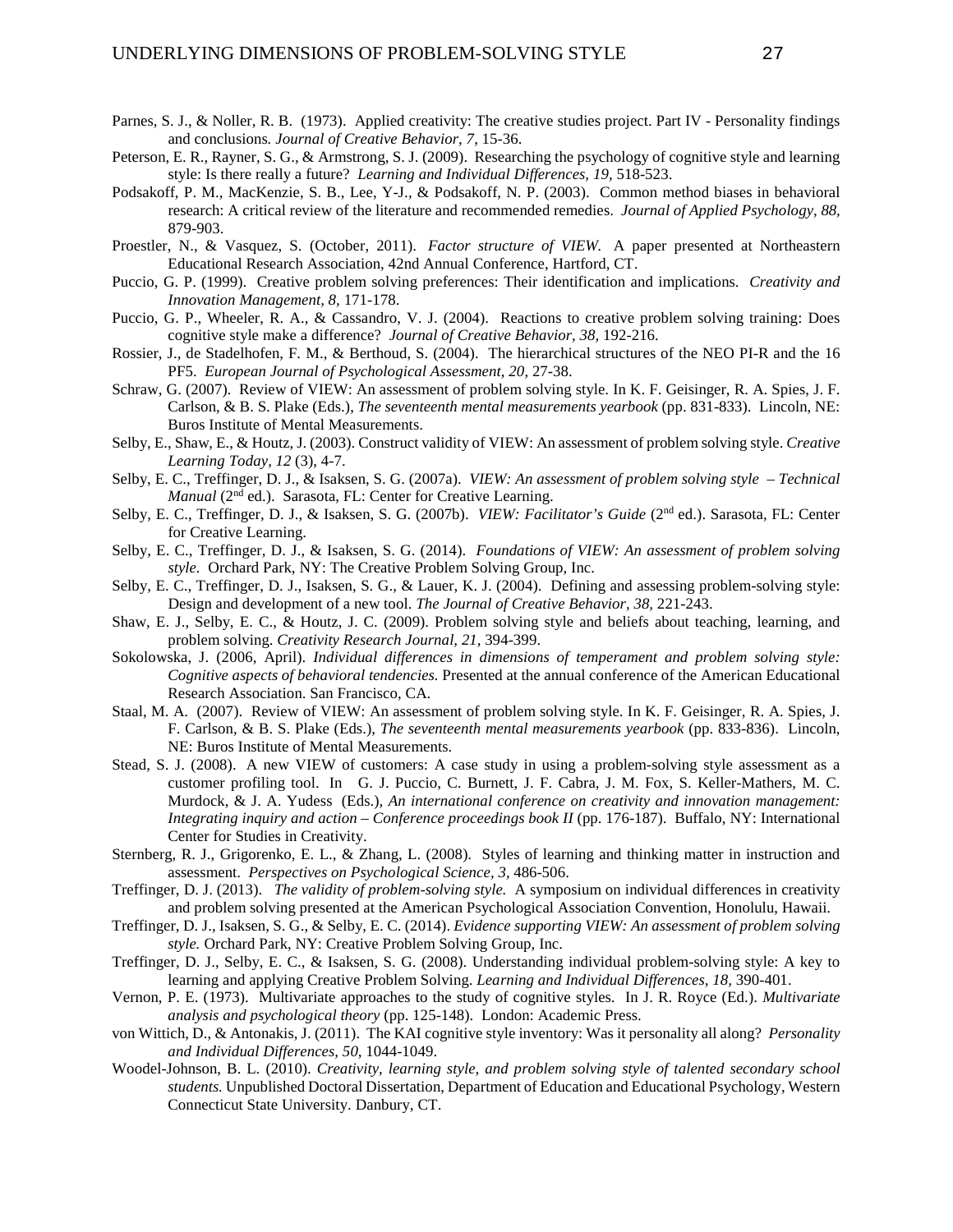Parnes, S. J., & Noller, R. B. (1973). Applied creativity: The creative studies project. Part IV - Personality findings and conclusions. *Journal of Creative Behavior, 7*, 15-36.

Peterson, E. R., Rayner, S. G., & Armstrong, S. J. (2009). Researching the psychology of cognitive style and learning style: Is there really a future? *Learning and Individual Differences, 19,* 518-523.

Podsakoff, P. M., MacKenzie, S. B., Lee, Y-J., & Podsakoff, N. P. (2003). Common method biases in behavioral research: A critical review of the literature and recommended remedies. *Journal of Applied Psychology, 88,* 879-903.

Proestler, N., & Vasquez, S. (October, 2011). *Factor structure of VIEW.* A paper presented at Northeastern Educational Research Association, 42nd Annual Conference, Hartford, CT.

Puccio, G. P. (1999). Creative problem solving preferences: Their identification and implications. *Creativity and Innovation Management, 8*, 171-178.

Puccio, G. P., Wheeler, R. A., & Cassandro, V. J. (2004). Reactions to creative problem solving training: Does cognitive style make a difference? *Journal of Creative Behavior, 38,* 192-216.

Rossier, J., de Stadelhofen, F. M., & Berthoud, S. (2004). The hierarchical structures of the NEO PI-R and the 16 PF5. *European Journal of Psychological Assessment, 20,* 27-38.

Schraw, G. (2007). Review of VIEW: An assessment of problem solving style. In K. F. Geisinger, R. A. Spies, J. F. Carlson, & B. S. Plake (Eds.), *The seventeenth mental measurements yearbook* (pp. 831-833). Lincoln, NE: Buros Institute of Mental Measurements.

Selby, E., Shaw, E., & Houtz, J. (2003). Construct validity of VIEW: An assessment of problem solving style. *Creative Learning Today, 12* (3), 4-7.

Selby, E. C., Treffinger, D. J., & Isaksen, S. G. (2007a). *VIEW: An assessment of problem solving style – Technical Manual* (2nd ed.). Sarasota, FL: Center for Creative Learning.

Selby, E. C., Treffinger, D. J., & Isaksen, S. G. (2007b). *VIEW: Facilitator's Guide* (2nd ed.). Sarasota, FL: Center for Creative Learning.

Selby, E. C., Treffinger, D. J., & Isaksen, S. G. (2014). *Foundations of VIEW: An assessment of problem solving style.* Orchard Park, NY: The Creative Problem Solving Group, Inc.

Selby, E. C., Treffinger, D. J., Isaksen, S. G., & Lauer, K. J. (2004). Defining and assessing problem-solving style: Design and development of a new tool. *The Journal of Creative Behavior, 38,* 221-243.

Shaw, E. J., Selby, E. C., & Houtz, J. C. (2009). Problem solving style and beliefs about teaching, learning, and problem solving. *Creativity Research Journal, 21*, 394-399.

Sokolowska, J. (2006, April). *Individual differences in dimensions of temperament and problem solving style: Cognitive aspects of behavioral tendencies.* Presented at the annual conference of the American Educational Research Association. San Francisco, CA.

Staal, M. A. (2007). Review of VIEW: An assessment of problem solving style. In K. F. Geisinger, R. A. Spies, J. F. Carlson, & B. S. Plake (Eds.), *The seventeenth mental measurements yearbook* (pp. 833-836). Lincoln, NE: Buros Institute of Mental Measurements.

Stead, S. J. (2008). A new VIEW of customers: A case study in using a problem-solving style assessment as a customer profiling tool. In G. J. Puccio, C. Burnett, J. F. Cabra, J. M. Fox, S. Keller-Mathers, M. C. Murdock, & J. A. Yudess (Eds.), *An international conference on creativity and innovation management: Integrating inquiry and action – Conference proceedings book II* (pp. 176-187). Buffalo, NY: International Center for Studies in Creativity.

Sternberg, R. J., Grigorenko, E. L., & Zhang, L. (2008). Styles of learning and thinking matter in instruction and assessment. *Perspectives on Psychological Science, 3,* 486-506.

Treffinger, D. J. (2013). *The validity of problem-solving style.* A symposium on individual differences in creativity and problem solving presented at the American Psychological Association Convention, Honolulu, Hawaii.

Treffinger, D. J., Isaksen, S. G., & Selby, E. C. (2014). *Evidence supporting VIEW: An assessment of problem solving style.* Orchard Park, NY: Creative Problem Solving Group, Inc.

Treffinger, D. J., Selby, E. C., & Isaksen, S. G. (2008). Understanding individual problem-solving style: A key to learning and applying Creative Problem Solving. *Learning and Individual Differences, 18,* 390-401.

Vernon, P. E. (1973). Multivariate approaches to the study of cognitive styles. In J. R. Royce (Ed.). *Multivariate analysis and psychological theory* (pp. 125-148). London: Academic Press.

von Wittich, D., & Antonakis, J. (2011). The KAI cognitive style inventory: Was it personality all along? *Personality and Individual Differences, 50,* 1044-1049.

Woodel-Johnson, B. L. (2010). *Creativity, learning style, and problem solving style of talented secondary school students.* Unpublished Doctoral Dissertation, Department of Education and Educational Psychology, Western Connecticut State University. Danbury, CT.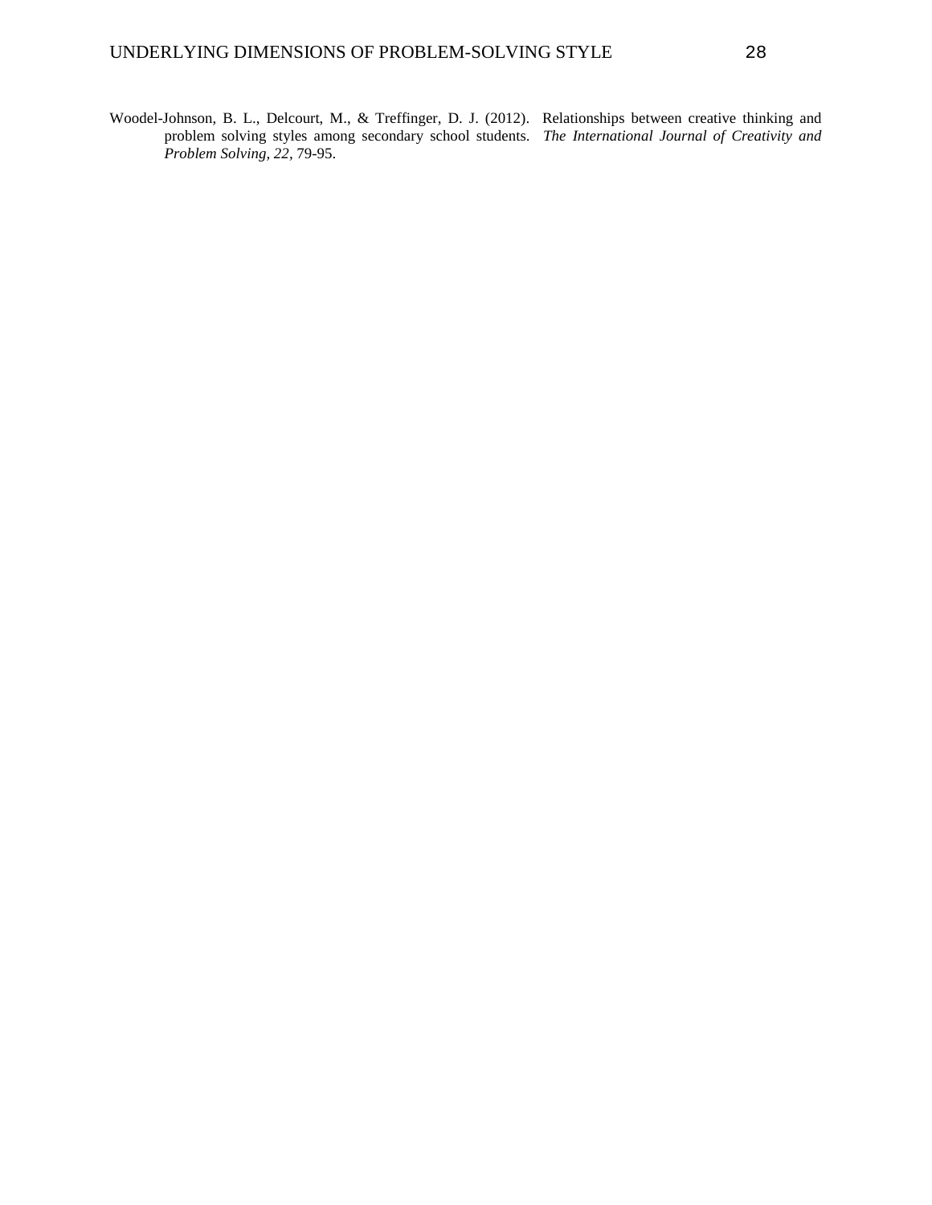Woodel-Johnson, B. L., Delcourt, M., & Treffinger, D. J. (2012). Relationships between creative thinking and problem solving styles among secondary school students. *The International Journal of Creativity and Problem Solving, 22*, 79-95.